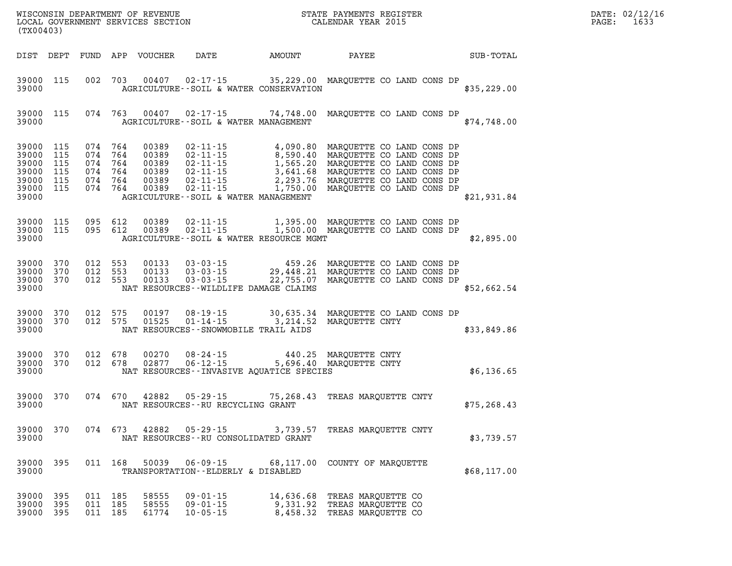WISCONSIN DEPARTMENT OF REVENUE
LOCAL GOVERNMENT SERVICES SECTION
(TX00403)

STATE PAYMENTS REGISTER
CALENDAR YEAR 2015

DATE: 02/12/16

| DIST | DEPT | FUND | APP | VOUCHER | DATE | AMOUNT | PAYEE | SUB-TOTAL |
|---|---|---|---|---|---|---|---|---|
| 39000 | 115 | 002 | 703 | 00407 | 02-17-15 | 35,229.00 | MARQUETTE CO LAND CONS DP | |
| 39000 | | | | | | AGRICULTURE--SOIL & WATER CONSERVATION | | $35,229.00 |
| 39000 | 115 | 074 | 763 | 00407 | 02-17-15 | 74,748.00 | MARQUETTE CO LAND CONS DP | |
| 39000 | | | | | | AGRICULTURE--SOIL & WATER MANAGEMENT | | $74,748.00 |
| 39000 | 115 | 074 | 764 | 00389 | 02-11-15 | 4,090.80 | MARQUETTE CO LAND CONS DP | |
| 39000 | 115 | 074 | 764 | 00389 | 02-11-15 | 8,590.40 | MARQUETTE CO LAND CONS DP | |
| 39000 | 115 | 074 | 764 | 00389 | 02-11-15 | 1,565.20 | MARQUETTE CO LAND CONS DP | |
| 39000 | 115 | 074 | 764 | 00389 | 02-11-15 | 3,641.68 | MARQUETTE CO LAND CONS DP | |
| 39000 | 115 | 074 | 764 | 00389 | 02-11-15 | 2,293.76 | MARQUETTE CO LAND CONS DP | |
| 39000 | 115 | 074 | 764 | 00389 | 02-11-15 | 1,750.00 | MARQUETTE CO LAND CONS DP | |
| 39000 | | | | | | AGRICULTURE--SOIL & WATER MANAGEMENT | | $21,931.84 |
| 39000 | 115 | 095 | 612 | 00389 | 02-11-15 | 1,395.00 | MARQUETTE CO LAND CONS DP | |
| 39000 | 115 | 095 | 612 | 00389 | 02-11-15 | 1,500.00 | MARQUETTE CO LAND CONS DP | |
| 39000 | | | | | | AGRICULTURE--SOIL & WATER RESOURCE MGMT | | $2,895.00 |
| 39000 | 370 | 012 | 553 | 00133 | 03-03-15 | 459.26 | MARQUETTE CO LAND CONS DP | |
| 39000 | 370 | 012 | 553 | 00133 | 03-03-15 | 29,448.21 | MARQUETTE CO LAND CONS DP | |
| 39000 | 370 | 012 | 553 | 00133 | 03-03-15 | 22,755.07 | MARQUETTE CO LAND CONS DP | |
| 39000 | | | | | | NAT RESOURCES--WILDLIFE DAMAGE CLAIMS | | $52,662.54 |
| 39000 | 370 | 012 | 575 | 00197 | 08-19-15 | 30,635.34 | MARQUETTE CO LAND CONS DP | |
| 39000 | 370 | 012 | 575 | 01525 | 01-14-15 | 3,214.52 | MARQUETTE CNTY | |
| 39000 | | | | | | NAT RESOURCES--SNOWMOBILE TRAIL AIDS | | $33,849.86 |
| 39000 | 370 | 012 | 678 | 00270 | 08-24-15 | 440.25 | MARQUETTE CNTY | |
| 39000 | 370 | 012 | 678 | 02877 | 06-12-15 | 5,696.40 | MARQUETTE CNTY | |
| 39000 | | | | | | NAT RESOURCES--INVASIVE AQUATICE SPECIES | | $6,136.65 |
| 39000 | 370 | 074 | 670 | 42882 | 05-29-15 | 75,268.43 | TREAS MARQUETTE CNTY | |
| 39000 | | | | | | NAT RESOURCES--RU RECYCLING GRANT | | $75,268.43 |
| 39000 | 370 | 074 | 673 | 42882 | 05-29-15 | 3,739.57 | TREAS MARQUETTE CNTY | |
| 39000 | | | | | | NAT RESOURCES--RU CONSOLIDATED GRANT | | $3,739.57 |
| 39000 | 395 | 011 | 168 | 50039 | 06-09-15 | 68,117.00 | COUNTY OF MARQUETTE | |
| 39000 | | | | | | TRANSPORTATION--ELDERLY & DISABLED | | $68,117.00 |
| 39000 | 395 | 011 | 185 | 58555 | 09-01-15 | 14,636.68 | TREAS MARQUETTE CO | |
| 39000 | 395 | 011 | 185 | 58555 | 09-01-15 | 9,331.92 | TREAS MARQUETTE CO | |
| 39000 | 395 | 011 | 185 | 61774 | 10-05-15 | 8,458.32 | TREAS MARQUETTE CO | |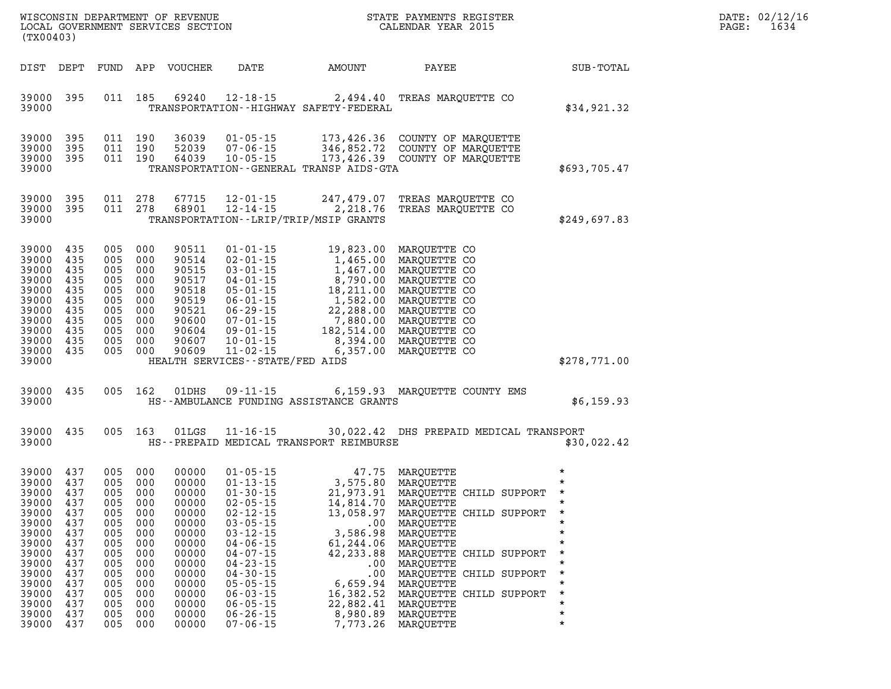WISCONSIN DEPARTMENT OF REVENUE
LOCAL GOVERNMENT SERVICES SECTION
(TX00403)

STATE PAYMENTS REGISTER
CALENDAR YEAR 2015

DATE: 02/12/16

| DIST | DEPT | FUND | APP | VOUCHER | DATE | AMOUNT | PAYEE | SUB-TOTAL |
|---|---|---|---|---|---|---|---|---|
| 39000 | 395 | 011 | 185 | 69240 | 12-18-15 | 2,494.40 | TREAS MARQUETTE CO | |
| 39000 | | | | | TRANSPORTATION--HIGHWAY SAFETY-FEDERAL | | | $34,921.32 |
| 39000 | 395 | 011 | 190 | 36039 | 01-05-15 | 173,426.36 | COUNTY OF MARQUETTE | |
| 39000 | 395 | 011 | 190 | 52039 | 07-06-15 | 346,852.72 | COUNTY OF MARQUETTE | |
| 39000 | 395 | 011 | 190 | 64039 | 10-05-15 | 173,426.39 | COUNTY OF MARQUETTE | |
| 39000 | | | | | TRANSPORTATION--GENERAL TRANSP AIDS-GTA | | | $693,705.47 |
| 39000 | 395 | 011 | 278 | 67715 | 12-01-15 | 247,479.07 | TREAS MARQUETTE CO | |
| 39000 | 395 | 011 | 278 | 68901 | 12-14-15 | 2,218.76 | TREAS MARQUETTE CO | |
| 39000 | | | | | TRANSPORTATION--LRIP/TRIP/MSIP GRANTS | | | $249,697.83 |
| 39000 | 435 | 005 | 000 | 90511 | 01-01-15 | 19,823.00 | MARQUETTE CO | |
| 39000 | 435 | 005 | 000 | 90514 | 02-01-15 | 1,465.00 | MARQUETTE CO | |
| 39000 | 435 | 005 | 000 | 90515 | 03-01-15 | 1,467.00 | MARQUETTE CO | |
| 39000 | 435 | 005 | 000 | 90517 | 04-01-15 | 8,790.00 | MARQUETTE CO | |
| 39000 | 435 | 005 | 000 | 90518 | 05-01-15 | 18,211.00 | MARQUETTE CO | |
| 39000 | 435 | 005 | 000 | 90519 | 06-01-15 | 1,582.00 | MARQUETTE CO | |
| 39000 | 435 | 005 | 000 | 90521 | 06-29-15 | 22,288.00 | MARQUETTE CO | |
| 39000 | 435 | 005 | 000 | 90600 | 07-01-15 | 7,880.00 | MARQUETTE CO | |
| 39000 | 435 | 005 | 000 | 90604 | 09-01-15 | 182,514.00 | MARQUETTE CO | |
| 39000 | 435 | 005 | 000 | 90607 | 10-01-15 | 8,394.00 | MARQUETTE CO | |
| 39000 | 435 | 005 | 000 | 90609 | 11-02-15 | 6,357.00 | MARQUETTE CO | |
| 39000 | | | | | HEALTH SERVICES--STATE/FED AIDS | | | $278,771.00 |
| 39000 | 435 | 005 | 162 | 01DHS | 09-11-15 | 6,159.93 | MARQUETTE COUNTY EMS | |
| 39000 | | | | | HS--AMBULANCE FUNDING ASSISTANCE GRANTS | | | $6,159.93 |
| 39000 | 435 | 005 | 163 | 01LGS | 11-16-15 | 30,022.42 | DHS PREPAID MEDICAL TRANSPORT | |
| 39000 | | | | | HS--PREPAID MEDICAL TRANSPORT REIMBURSE | | | $30,022.42 |
| 39000 | 437 | 005 | 000 | 00000 | 01-05-15 | 47.75 | MARQUETTE | * |
| 39000 | 437 | 005 | 000 | 00000 | 01-13-15 | 3,575.80 | MARQUETTE | * |
| 39000 | 437 | 005 | 000 | 00000 | 01-30-15 | 21,973.91 | MARQUETTE CHILD SUPPORT | * |
| 39000 | 437 | 005 | 000 | 00000 | 02-05-15 | 14,814.70 | MARQUETTE | * |
| 39000 | 437 | 005 | 000 | 00000 | 02-12-15 | 13,058.97 | MARQUETTE CHILD SUPPORT | * |
| 39000 | 437 | 005 | 000 | 00000 | 03-05-15 | .00 | MARQUETTE | * |
| 39000 | 437 | 005 | 000 | 00000 | 03-12-15 | 3,586.98 | MARQUETTE | * |
| 39000 | 437 | 005 | 000 | 00000 | 04-06-15 | 61,244.06 | MARQUETTE | * |
| 39000 | 437 | 005 | 000 | 00000 | 04-07-15 | 42,233.88 | MARQUETTE CHILD SUPPORT | * |
| 39000 | 437 | 005 | 000 | 00000 | 04-23-15 | .00 | MARQUETTE | * |
| 39000 | 437 | 005 | 000 | 00000 | 04-30-15 | .00 | MARQUETTE CHILD SUPPORT | * |
| 39000 | 437 | 005 | 000 | 00000 | 05-05-15 | 6,659.94 | MARQUETTE | * |
| 39000 | 437 | 005 | 000 | 00000 | 06-03-15 | 16,382.52 | MARQUETTE CHILD SUPPORT | * |
| 39000 | 437 | 005 | 000 | 00000 | 06-05-15 | 22,882.41 | MARQUETTE | * |
| 39000 | 437 | 005 | 000 | 00000 | 06-26-15 | 8,980.89 | MARQUETTE | * |
| 39000 | 437 | 005 | 000 | 00000 | 07-06-15 | 7,773.26 | MARQUETTE | * |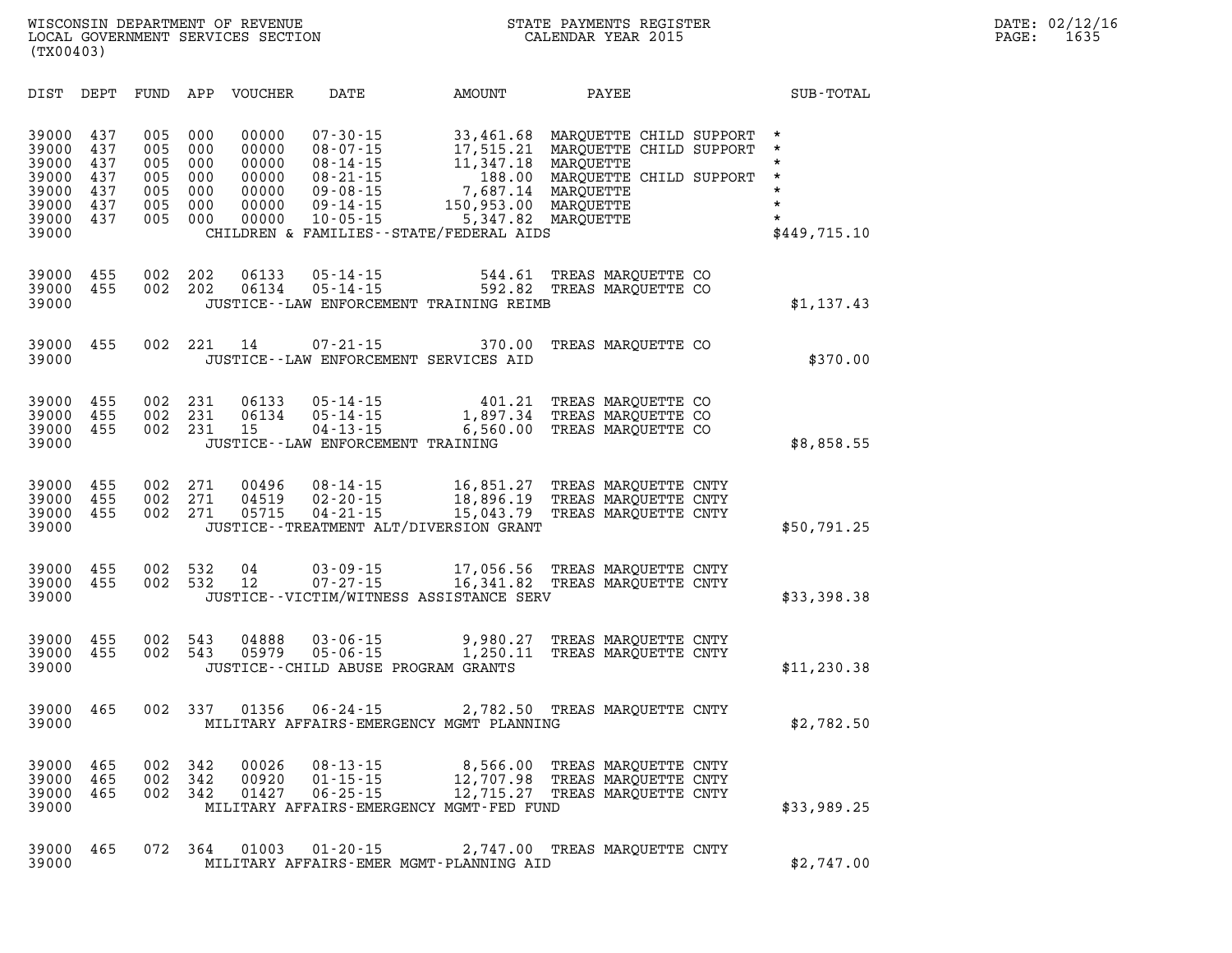WISCONSIN DEPARTMENT OF REVENUE
LOCAL GOVERNMENT SERVICES SECTION
(TX00403)

STATE PAYMENTS REGISTER
CALENDAR YEAR 2015

DATE: 02/12/16
PAGE: 1635

| DIST | DEPT | FUND | APP | VOUCHER | DATE | AMOUNT | PAYEE | SUB-TOTAL |
|---|---|---|---|---|---|---|---|---|
| 39000 | 437 | 005 | 000 | 00000 | 07-30-15 | 33,461.68 | MARQUETTE CHILD SUPPORT | * |
| 39000 | 437 | 005 | 000 | 00000 | 08-07-15 | 17,515.21 | MARQUETTE CHILD SUPPORT | * |
| 39000 | 437 | 005 | 000 | 00000 | 08-14-15 | 11,347.18 | MARQUETTE | * |
| 39000 | 437 | 005 | 000 | 00000 | 08-21-15 | 188.00 | MARQUETTE CHILD SUPPORT | * |
| 39000 | 437 | 005 | 000 | 00000 | 09-08-15 | 7,687.14 | MARQUETTE | * |
| 39000 | 437 | 005 | 000 | 00000 | 09-14-15 | 150,953.00 | MARQUETTE | * |
| 39000 | 437 | 005 | 000 | 00000 | 10-05-15 | 5,347.82 | MARQUETTE | * |
| 39000 | | | | | | CHILDREN & FAMILIES--STATE/FEDERAL AIDS | | $449,715.10 |
| 39000 | 455 | 002 | 202 | 06133 | 05-14-15 | 544.61 | TREAS MARQUETTE CO | |
| 39000 | 455 | 002 | 202 | 06134 | 05-14-15 | 592.82 | TREAS MARQUETTE CO | |
| 39000 | | | | | | JUSTICE--LAW ENFORCEMENT TRAINING REIMB | | $1,137.43 |
| 39000 | 455 | 002 | 221 | 14 | 07-21-15 | 370.00 | TREAS MARQUETTE CO | |
| 39000 | | | | | | JUSTICE--LAW ENFORCEMENT SERVICES AID | | $370.00 |
| 39000 | 455 | 002 | 231 | 06133 | 05-14-15 | 401.21 | TREAS MARQUETTE CO | |
| 39000 | 455 | 002 | 231 | 06134 | 05-14-15 | 1,897.34 | TREAS MARQUETTE CO | |
| 39000 | 455 | 002 | 231 | 15 | 04-13-15 | 6,560.00 | TREAS MARQUETTE CO | |
| 39000 | | | | | | JUSTICE--LAW ENFORCEMENT TRAINING | | $8,858.55 |
| 39000 | 455 | 002 | 271 | 00496 | 08-14-15 | 16,851.27 | TREAS MARQUETTE CNTY | |
| 39000 | 455 | 002 | 271 | 04519 | 02-20-15 | 18,896.19 | TREAS MARQUETTE CNTY | |
| 39000 | 455 | 002 | 271 | 05715 | 04-21-15 | 15,043.79 | TREAS MARQUETTE CNTY | |
| 39000 | | | | | | JUSTICE--TREATMENT ALT/DIVERSION GRANT | | $50,791.25 |
| 39000 | 455 | 002 | 532 | 04 | 03-09-15 | 17,056.56 | TREAS MARQUETTE CNTY | |
| 39000 | 455 | 002 | 532 | 12 | 07-27-15 | 16,341.82 | TREAS MARQUETTE CNTY | |
| 39000 | | | | | | JUSTICE--VICTIM/WITNESS ASSISTANCE SERV | | $33,398.38 |
| 39000 | 455 | 002 | 543 | 04888 | 03-06-15 | 9,980.27 | TREAS MARQUETTE CNTY | |
| 39000 | 455 | 002 | 543 | 05979 | 05-06-15 | 1,250.11 | TREAS MARQUETTE CNTY | |
| 39000 | | | | | | JUSTICE--CHILD ABUSE PROGRAM GRANTS | | $11,230.38 |
| 39000 | 465 | 002 | 337 | 01356 | 06-24-15 | 2,782.50 | TREAS MARQUETTE CNTY | |
| 39000 | | | | | | MILITARY AFFAIRS-EMERGENCY MGMT PLANNING | | $2,782.50 |
| 39000 | 465 | 002 | 342 | 00026 | 08-13-15 | 8,566.00 | TREAS MARQUETTE CNTY | |
| 39000 | 465 | 002 | 342 | 00920 | 01-15-15 | 12,707.98 | TREAS MARQUETTE CNTY | |
| 39000 | 465 | 002 | 342 | 01427 | 06-25-15 | 12,715.27 | TREAS MARQUETTE CNTY | |
| 39000 | | | | | | MILITARY AFFAIRS-EMERGENCY MGMT-FED FUND | | $33,989.25 |
| 39000 | 465 | 072 | 364 | 01003 | 01-20-15 | 2,747.00 | TREAS MARQUETTE CNTY | |
| 39000 | | | | | | MILITARY AFFAIRS-EMER MGMT-PLANNING AID | | $2,747.00 |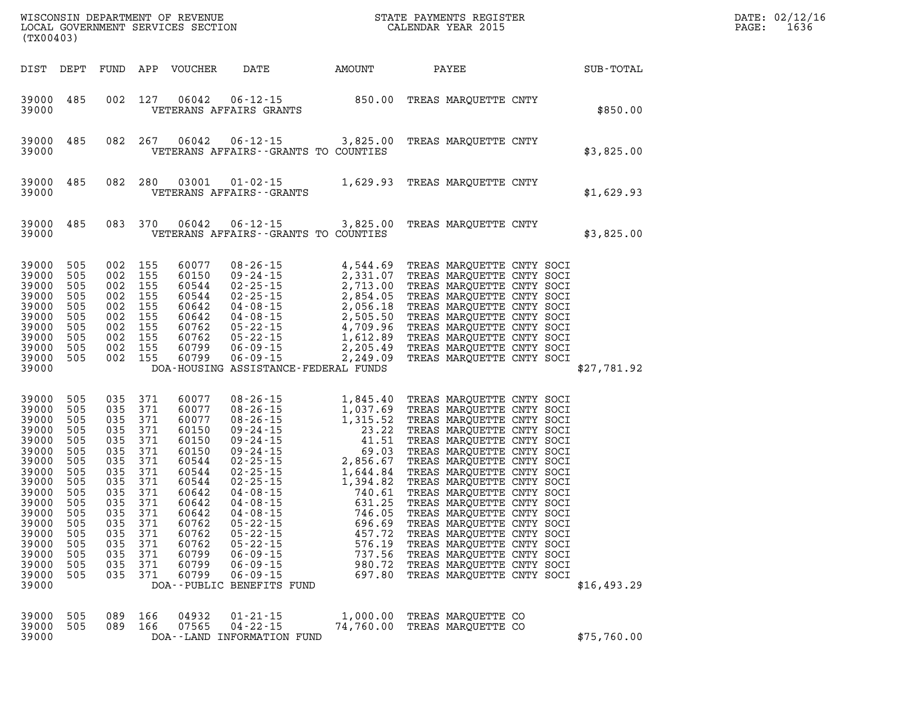WISCONSIN DEPARTMENT OF REVENUE
LOCAL GOVERNMENT SERVICES SECTION
(TX00403)

STATE PAYMENTS REGISTER
CALENDAR YEAR 2015

DATE: 02/12/16
PAGE: 1636

| DIST | DEPT | FUND | APP | VOUCHER | DATE | AMOUNT | PAYEE | SUB-TOTAL |
|---|---|---|---|---|---|---|---|---|
| 39000 | 485 | 002 | 127 | 06042 | 06-12-15 | 850.00 | TREAS MARQUETTE CNTY | |
| 39000 | | | | VETERANS AFFAIRS GRANTS | | | | $850.00 |
| 39000 | 485 | 082 | 267 | 06042 | 06-12-15 | 3,825.00 | TREAS MARQUETTE CNTY | |
| 39000 | | | | VETERANS AFFAIRS--GRANTS TO COUNTIES | | | | $3,825.00 |
| 39000 | 485 | 082 | 280 | 03001 | 01-02-15 | 1,629.93 | TREAS MARQUETTE CNTY | |
| 39000 | | | | VETERANS AFFAIRS--GRANTS | | | | $1,629.93 |
| 39000 | 485 | 083 | 370 | 06042 | 06-12-15 | 3,825.00 | TREAS MARQUETTE CNTY | |
| 39000 | | | | VETERANS AFFAIRS--GRANTS TO COUNTIES | | | | $3,825.00 |
| 39000 | 505 | 002 | 155 | 60077 | 08-26-15 | 4,544.69 | TREAS MARQUETTE CNTY SOCI | |
| 39000 | 505 | 002 | 155 | 60150 | 09-24-15 | 2,331.07 | TREAS MARQUETTE CNTY SOCI | |
| 39000 | 505 | 002 | 155 | 60544 | 02-25-15 | 2,713.00 | TREAS MARQUETTE CNTY SOCI | |
| 39000 | 505 | 002 | 155 | 60544 | 02-25-15 | 2,854.05 | TREAS MARQUETTE CNTY SOCI | |
| 39000 | 505 | 002 | 155 | 60642 | 04-08-15 | 2,056.18 | TREAS MARQUETTE CNTY SOCI | |
| 39000 | 505 | 002 | 155 | 60642 | 04-08-15 | 2,505.50 | TREAS MARQUETTE CNTY SOCI | |
| 39000 | 505 | 002 | 155 | 60762 | 05-22-15 | 4,709.96 | TREAS MARQUETTE CNTY SOCI | |
| 39000 | 505 | 002 | 155 | 60762 | 05-22-15 | 1,612.89 | TREAS MARQUETTE CNTY SOCI | |
| 39000 | 505 | 002 | 155 | 60799 | 06-09-15 | 2,205.49 | TREAS MARQUETTE CNTY SOCI | |
| 39000 | 505 | 002 | 155 | 60799 | 06-09-15 | 2,249.09 | TREAS MARQUETTE CNTY SOCI | |
| 39000 | | | | DOA-HOUSING ASSISTANCE-FEDERAL FUNDS | | | | $27,781.92 |
| 39000 | 505 | 035 | 371 | 60077 | 08-26-15 | 1,845.40 | TREAS MARQUETTE CNTY SOCI | |
| 39000 | 505 | 035 | 371 | 60077 | 08-26-15 | 1,037.69 | TREAS MARQUETTE CNTY SOCI | |
| 39000 | 505 | 035 | 371 | 60077 | 08-26-15 | 1,315.52 | TREAS MARQUETTE CNTY SOCI | |
| 39000 | 505 | 035 | 371 | 60150 | 09-24-15 | 23.22 | TREAS MARQUETTE CNTY SOCI | |
| 39000 | 505 | 035 | 371 | 60150 | 09-24-15 | 41.51 | TREAS MARQUETTE CNTY SOCI | |
| 39000 | 505 | 035 | 371 | 60150 | 09-24-15 | 69.03 | TREAS MARQUETTE CNTY SOCI | |
| 39000 | 505 | 035 | 371 | 60544 | 02-25-15 | 2,856.67 | TREAS MARQUETTE CNTY SOCI | |
| 39000 | 505 | 035 | 371 | 60544 | 02-25-15 | 1,644.84 | TREAS MARQUETTE CNTY SOCI | |
| 39000 | 505 | 035 | 371 | 60544 | 02-25-15 | 1,394.82 | TREAS MARQUETTE CNTY SOCI | |
| 39000 | 505 | 035 | 371 | 60642 | 04-08-15 | 740.61 | TREAS MARQUETTE CNTY SOCI | |
| 39000 | 505 | 035 | 371 | 60642 | 04-08-15 | 631.25 | TREAS MARQUETTE CNTY SOCI | |
| 39000 | 505 | 035 | 371 | 60642 | 04-08-15 | 746.05 | TREAS MARQUETTE CNTY SOCI | |
| 39000 | 505 | 035 | 371 | 60762 | 05-22-15 | 696.69 | TREAS MARQUETTE CNTY SOCI | |
| 39000 | 505 | 035 | 371 | 60762 | 05-22-15 | 457.72 | TREAS MARQUETTE CNTY SOCI | |
| 39000 | 505 | 035 | 371 | 60762 | 05-22-15 | 576.19 | TREAS MARQUETTE CNTY SOCI | |
| 39000 | 505 | 035 | 371 | 60799 | 06-09-15 | 737.56 | TREAS MARQUETTE CNTY SOCI | |
| 39000 | 505 | 035 | 371 | 60799 | 06-09-15 | 980.72 | TREAS MARQUETTE CNTY SOCI | |
| 39000 | 505 | 035 | 371 | 60799 | 06-09-15 | 697.80 | TREAS MARQUETTE CNTY SOCI | |
| 39000 | | | | DOA--PUBLIC BENEFITS FUND | | | | $16,493.29 |
| 39000 | 505 | 089 | 166 | 04932 | 01-21-15 | 1,000.00 | TREAS MARQUETTE CO | |
| 39000 | 505 | 089 | 166 | 07565 | 04-22-15 | 74,760.00 | TREAS MARQUETTE CO | |
| 39000 | | | | DOA--LAND INFORMATION FUND | | | | $75,760.00 |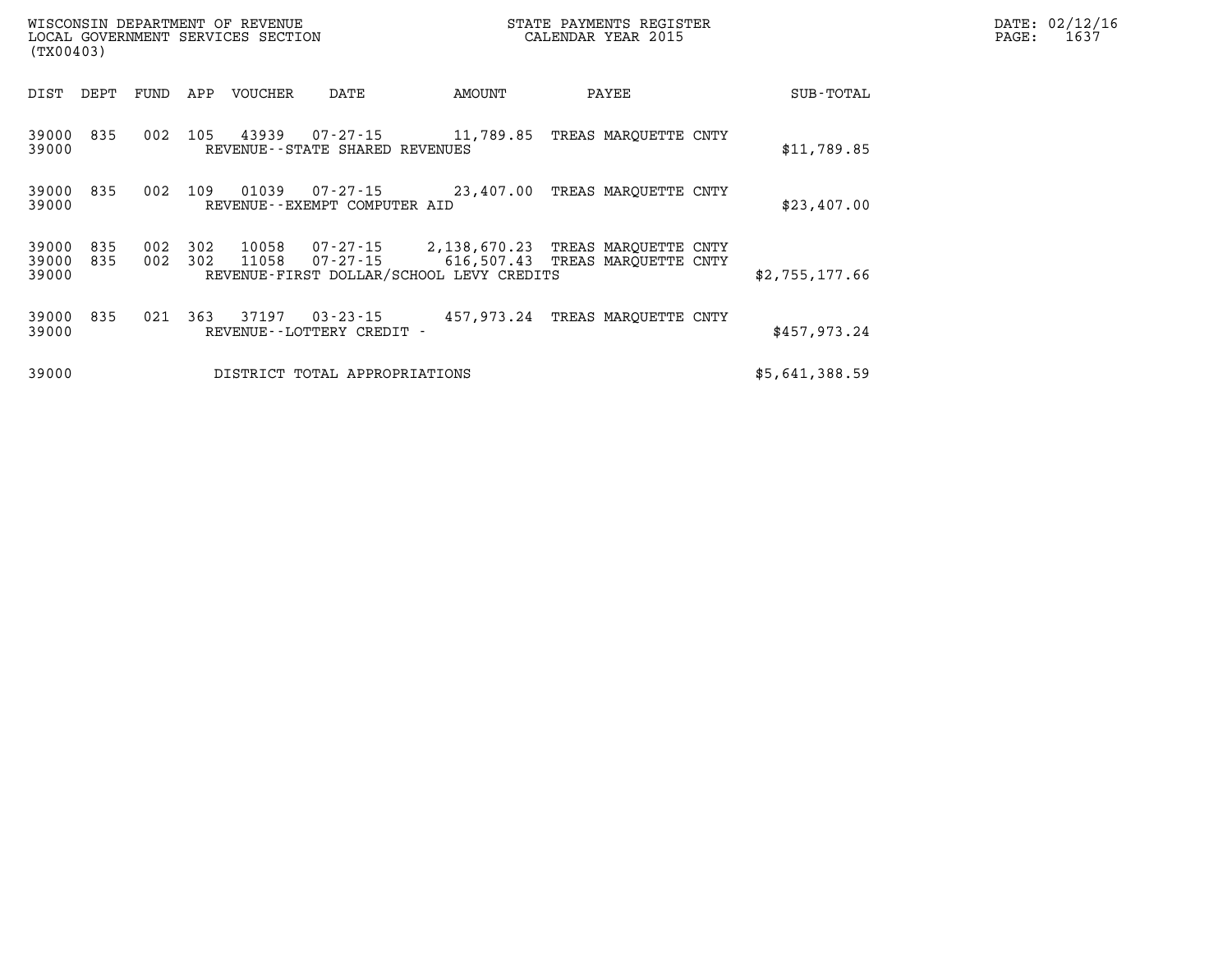WISCONSIN DEPARTMENT OF REVENUE
LOCAL GOVERNMENT SERVICES SECTION
(TX00403)

STATE PAYMENTS REGISTER
CALENDAR YEAR 2015

DATE: 02/12/16

| DIST | DEPT | FUND | APP | VOUCHER | DATE | AMOUNT | PAYEE | SUB-TOTAL |
|---|---|---|---|---|---|---|---|---|
| 39000 | 835 | 002 | 105 | 43939 | 07-27-15 | 11,789.85 | TREAS MARQUETTE CNTY | |
| 39000 | | | | REVENUE--STATE SHARED REVENUES | | | | $11,789.85 |
| 39000 | 835 | 002 | 109 | 01039 | 07-27-15 | 23,407.00 | TREAS MARQUETTE CNTY | |
| 39000 | | | | REVENUE--EXEMPT COMPUTER AID | | | | $23,407.00 |
| 39000 | 835 | 002 | 302 | 10058 | 07-27-15 | 2,138,670.23 | TREAS MARQUETTE CNTY | |
| 39000 | 835 | 002 | 302 | 11058 | 07-27-15 | 616,507.43 | TREAS MARQUETTE CNTY | |
| 39000 | | | | REVENUE-FIRST DOLLAR/SCHOOL LEVY CREDITS | | | | $2,755,177.66 |
| 39000 | 835 | 021 | 363 | 37197 | 03-23-15 | 457,973.24 | TREAS MARQUETTE CNTY | |
| 39000 | | | | REVENUE--LOTTERY CREDIT - | | | | $457,973.24 |
| 39000 | | | | DISTRICT TOTAL APPROPRIATIONS | | | | $5,641,388.59 |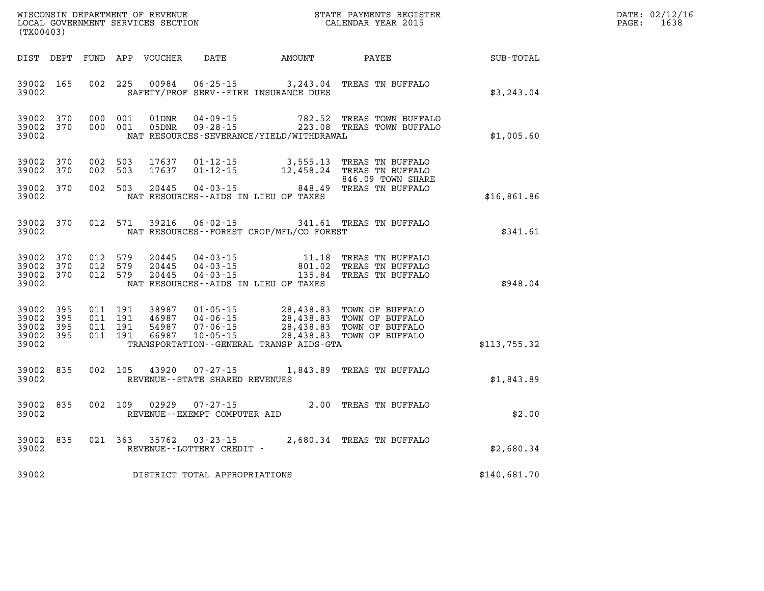WISCONSIN DEPARTMENT OF REVENUE
LOCAL GOVERNMENT SERVICES SECTION
(TX00403)

STATE PAYMENTS REGISTER
CALENDAR YEAR 2015

DATE: 02/12/16
PAGE: 1638

| DIST | DEPT | FUND | APP | VOUCHER | DATE | AMOUNT | PAYEE | SUB-TOTAL |
|---|---|---|---|---|---|---|---|---|
| 39002 | 165 | 002 | 225 | 00984 | 06-25-15 | 3,243.04 | TREAS TN BUFFALO | |
| 39002 | | | | | SAFETY/PROF SERV--FIRE INSURANCE DUES | | | $3,243.04 |
| 39002 | 370 | 000 | 001 | 01DNR | 04-09-15 | 782.52 | TREAS TOWN BUFFALO | |
| 39002 | 370 | 000 | 001 | 05DNR | 09-28-15 | 223.08 | TREAS TOWN BUFFALO | |
| 39002 | | | | | NAT RESOURCES-SEVERANCE/YIELD/WITHDRAWAL | | | $1,005.60 |
| 39002 | 370 | 002 | 503 | 17637 | 01-12-15 | 3,555.13 | TREAS TN BUFFALO | |
| 39002 | 370 | 002 | 503 | 17637 | 01-12-15 | 12,458.24 | TREAS TN BUFFALO<br>846.09 TOWN SHARE | |
| 39002 | 370 | 002 | 503 | 20445 | 04-03-15 | 848.49 | TREAS TN BUFFALO | |
| 39002 | | | | | NAT RESOURCES--AIDS IN LIEU OF TAXES | | | $16,861.86 |
| 39002 | 370 | 012 | 571 | 39216 | 06-02-15 | 341.61 | TREAS TN BUFFALO | |
| 39002 | | | | | NAT RESOURCES--FOREST CROP/MFL/CO FOREST | | | $341.61 |
| 39002 | 370 | 012 | 579 | 20445 | 04-03-15 | 11.18 | TREAS TN BUFFALO | |
| 39002 | 370 | 012 | 579 | 20445 | 04-03-15 | 801.02 | TREAS TN BUFFALO | |
| 39002 | 370 | 012 | 579 | 20445 | 04-03-15 | 135.84 | TREAS TN BUFFALO | |
| 39002 | | | | | NAT RESOURCES--AIDS IN LIEU OF TAXES | | | $948.04 |
| 39002 | 395 | 011 | 191 | 38987 | 01-05-15 | 28,438.83 | TOWN OF BUFFALO | |
| 39002 | 395 | 011 | 191 | 46987 | 04-06-15 | 28,438.83 | TOWN OF BUFFALO | |
| 39002 | 395 | 011 | 191 | 54987 | 07-06-15 | 28,438.83 | TOWN OF BUFFALO | |
| 39002 | 395 | 011 | 191 | 66987 | 10-05-15 | 28,438.83 | TOWN OF BUFFALO | |
| 39002 | | | | | TRANSPORTATION--GENERAL TRANSP AIDS-GTA | | | $113,755.32 |
| 39002 | 835 | 002 | 105 | 43920 | 07-27-15 | 1,843.89 | TREAS TN BUFFALO | |
| 39002 | | | | | REVENUE--STATE SHARED REVENUES | | | $1,843.89 |
| 39002 | 835 | 002 | 109 | 02929 | 07-27-15 | 2.00 | TREAS TN BUFFALO | |
| 39002 | | | | | REVENUE--EXEMPT COMPUTER AID | | | $2.00 |
| 39002 | 835 | 021 | 363 | 35762 | 03-23-15 | 2,680.34 | TREAS TN BUFFALO | |
| 39002 | | | | | REVENUE--LOTTERY CREDIT - | | | $2,680.34 |
| 39002 | | | | | DISTRICT TOTAL APPROPRIATIONS | | | $140,681.70 |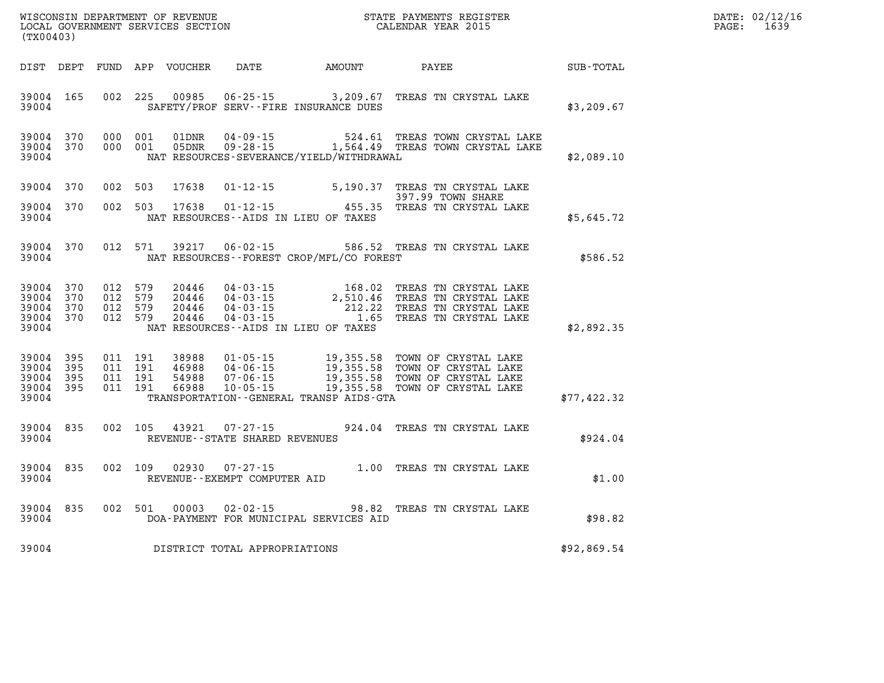WISCONSIN DEPARTMENT OF REVENUE
LOCAL GOVERNMENT SERVICES SECTION
(TX00403)

STATE PAYMENTS REGISTER
CALENDAR YEAR 2015

DATE: 02/12/16
PAGE: 1639

| DIST | DEPT | FUND | APP | VOUCHER | DATE | AMOUNT | PAYEE | SUB-TOTAL |
|---|---|---|---|---|---|---|---|---|
| 39004 | 165 | 002 | 225 | 00985 | 06-25-15 | 3,209.67 | TREAS TN CRYSTAL LAKE | |
| 39004 | | | | | SAFETY/PROF SERV--FIRE INSURANCE DUES | | | $3,209.67 |
| 39004 | 370 | 000 | 001 | 01DNR | 04-09-15 | 524.61 | TREAS TOWN CRYSTAL LAKE | |
| 39004 | 370 | 000 | 001 | 05DNR | 09-28-15 | 1,564.49 | TREAS TOWN CRYSTAL LAKE | |
| 39004 | | | | | NAT RESOURCES-SEVERANCE/YIELD/WITHDRAWAL | | | $2,089.10 |
| 39004 | 370 | 002 | 503 | 17638 | 01-12-15 | 5,190.37 | TREAS TN CRYSTAL LAKE 397.99 TOWN SHARE | |
| 39004 | 370 | 002 | 503 | 17638 | 01-12-15 | 455.35 | TREAS TN CRYSTAL LAKE | |
| 39004 | | | | | NAT RESOURCES--AIDS IN LIEU OF TAXES | | | $5,645.72 |
| 39004 | 370 | 012 | 571 | 39217 | 06-02-15 | 586.52 | TREAS TN CRYSTAL LAKE | |
| 39004 | | | | | NAT RESOURCES--FOREST CROP/MFL/CO FOREST | | | $586.52 |
| 39004 | 370 | 012 | 579 | 20446 | 04-03-15 | 168.02 | TREAS TN CRYSTAL LAKE | |
| 39004 | 370 | 012 | 579 | 20446 | 04-03-15 | 2,510.46 | TREAS TN CRYSTAL LAKE | |
| 39004 | 370 | 012 | 579 | 20446 | 04-03-15 | 212.22 | TREAS TN CRYSTAL LAKE | |
| 39004 | 370 | 012 | 579 | 20446 | 04-03-15 | 1.65 | TREAS TN CRYSTAL LAKE | |
| 39004 | | | | | NAT RESOURCES--AIDS IN LIEU OF TAXES | | | $2,892.35 |
| 39004 | 395 | 011 | 191 | 38988 | 01-05-15 | 19,355.58 | TOWN OF CRYSTAL LAKE | |
| 39004 | 395 | 011 | 191 | 46988 | 04-06-15 | 19,355.58 | TOWN OF CRYSTAL LAKE | |
| 39004 | 395 | 011 | 191 | 54988 | 07-06-15 | 19,355.58 | TOWN OF CRYSTAL LAKE | |
| 39004 | 395 | 011 | 191 | 66988 | 10-05-15 | 19,355.58 | TOWN OF CRYSTAL LAKE | |
| 39004 | | | | | TRANSPORTATION--GENERAL TRANSP AIDS-GTA | | | $77,422.32 |
| 39004 | 835 | 002 | 105 | 43921 | 07-27-15 | 924.04 | TREAS TN CRYSTAL LAKE | |
| 39004 | | | | | REVENUE--STATE SHARED REVENUES | | | $924.04 |
| 39004 | 835 | 002 | 109 | 02930 | 07-27-15 | 1.00 | TREAS TN CRYSTAL LAKE | |
| 39004 | | | | | REVENUE--EXEMPT COMPUTER AID | | | $1.00 |
| 39004 | 835 | 002 | 501 | 00003 | 02-02-15 | 98.82 | TREAS TN CRYSTAL LAKE | |
| 39004 | | | | | DOA-PAYMENT FOR MUNICIPAL SERVICES AID | | | $98.82 |
| 39004 | | | | | DISTRICT TOTAL APPROPRIATIONS | | | $92,869.54 |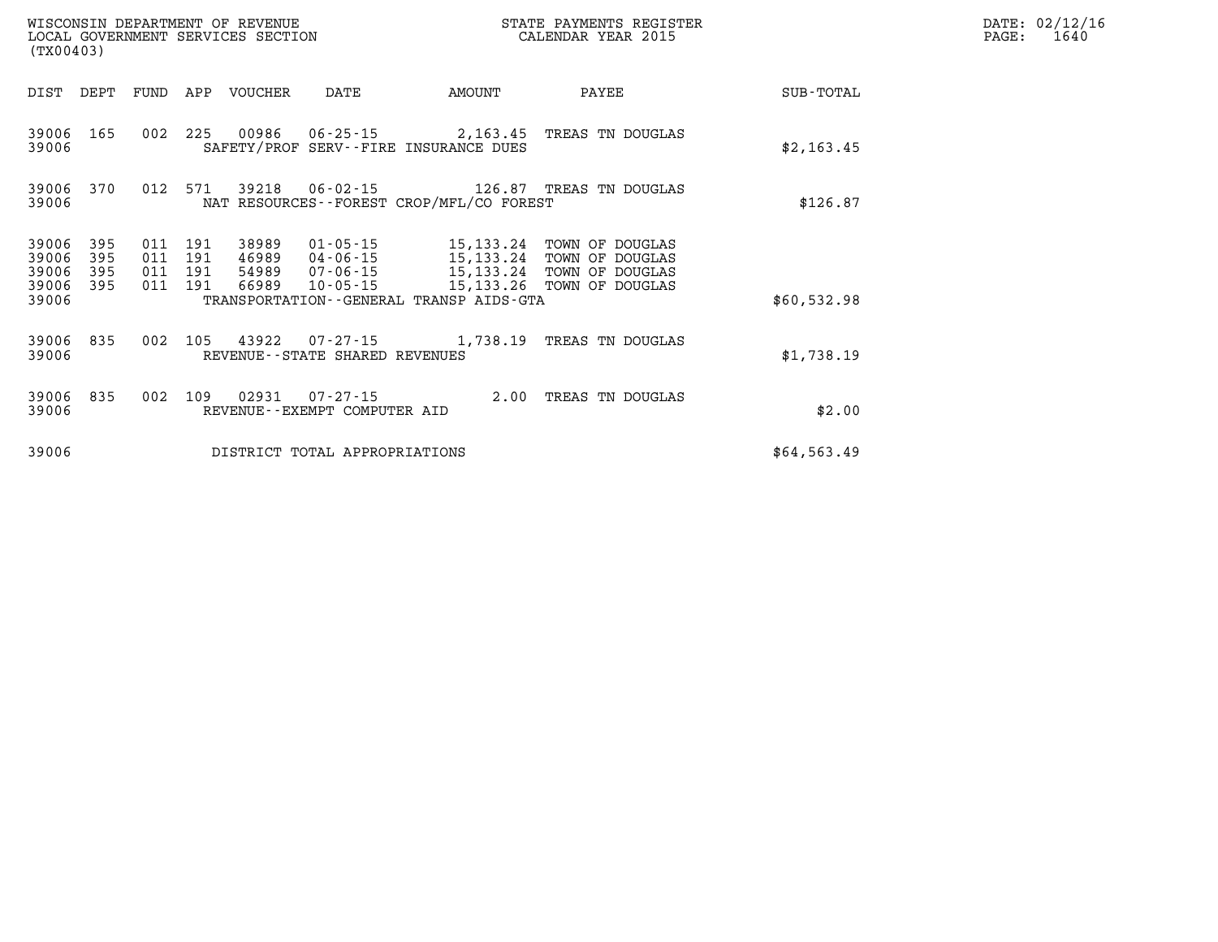WISCONSIN DEPARTMENT OF REVENUE
LOCAL GOVERNMENT SERVICES SECTION
(TX00403)

STATE PAYMENTS REGISTER
CALENDAR YEAR 2015

| DIST | DEPT | FUND | APP | VOUCHER | DATE | AMOUNT | PAYEE | SUB-TOTAL |
|---|---|---|---|---|---|---|---|---|
| 39006 | 165 | 002 | 225 | 00986 | 06-25-15 | 2,163.45 | TREAS TN DOUGLAS | |
| 39006 | | | | SAFETY/PROF SERV--FIRE INSURANCE DUES | | | | $2,163.45 |
| 39006 | 370 | 012 | 571 | 39218 | 06-02-15 | 126.87 | TREAS TN DOUGLAS | |
| 39006 | | | | NAT RESOURCES--FOREST CROP/MFL/CO FOREST | | | | $126.87 |
| 39006 | 395 | 011 | 191 | 38989 | 01-05-15 | 15,133.24 | TOWN OF DOUGLAS | |
| 39006 | 395 | 011 | 191 | 46989 | 04-06-15 | 15,133.24 | TOWN OF DOUGLAS | |
| 39006 | 395 | 011 | 191 | 54989 | 07-06-15 | 15,133.24 | TOWN OF DOUGLAS | |
| 39006 | 395 | 011 | 191 | 66989 | 10-05-15 | 15,133.26 | TOWN OF DOUGLAS | |
| 39006 | | | | TRANSPORTATION--GENERAL TRANSP AIDS-GTA | | | | $60,532.98 |
| 39006 | 835 | 002 | 105 | 43922 | 07-27-15 | 1,738.19 | TREAS TN DOUGLAS | |
| 39006 | | | | REVENUE--STATE SHARED REVENUES | | | | $1,738.19 |
| 39006 | 835 | 002 | 109 | 02931 | 07-27-15 | 2.00 | TREAS TN DOUGLAS | |
| 39006 | | | | REVENUE--EXEMPT COMPUTER AID | | | | $2.00 |
| 39006 | | | | DISTRICT TOTAL APPROPRIATIONS | | | | $64,563.49 |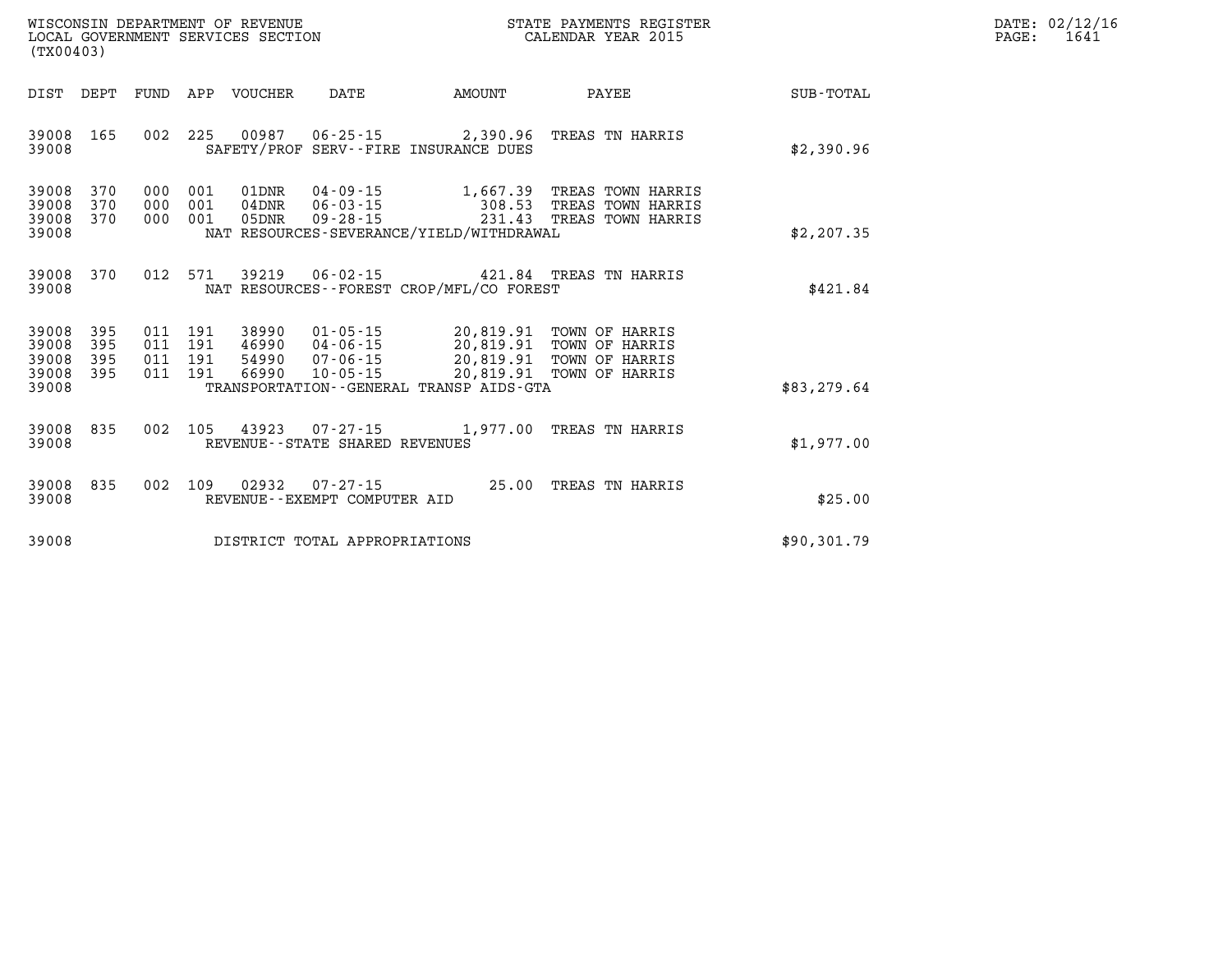WISCONSIN DEPARTMENT OF REVENUE
LOCAL GOVERNMENT SERVICES SECTION
(TX00403)

STATE PAYMENTS REGISTER
CALENDAR YEAR 2015

DATE: 02/12/16
PAGE: 1641

| DIST | DEPT | FUND | APP | VOUCHER | DATE | AMOUNT | PAYEE | SUB-TOTAL |
|---|---|---|---|---|---|---|---|---|
| 39008 | 165 | 002 | 225 | 00987 | 06-25-15 | 2,390.96 | TREAS TN HARRIS | |
| 39008 | | | | | SAFETY/PROF SERV--FIRE INSURANCE DUES | | | $2,390.96 |
| 39008 | 370 | 000 | 001 | 01DNR | 04-09-15 | 1,667.39 | TREAS TOWN HARRIS | |
| 39008 | 370 | 000 | 001 | 04DNR | 06-03-15 | 308.53 | TREAS TOWN HARRIS | |
| 39008 | 370 | 000 | 001 | 05DNR | 09-28-15 | 231.43 | TREAS TOWN HARRIS | |
| 39008 | | | | | NAT RESOURCES-SEVERANCE/YIELD/WITHDRAWAL | | | $2,207.35 |
| 39008 | 370 | 012 | 571 | 39219 | 06-02-15 | 421.84 | TREAS TN HARRIS | |
| 39008 | | | | | NAT RESOURCES--FOREST CROP/MFL/CO FOREST | | | $421.84 |
| 39008 | 395 | 011 | 191 | 38990 | 01-05-15 | 20,819.91 | TOWN OF HARRIS | |
| 39008 | 395 | 011 | 191 | 46990 | 04-06-15 | 20,819.91 | TOWN OF HARRIS | |
| 39008 | 395 | 011 | 191 | 54990 | 07-06-15 | 20,819.91 | TOWN OF HARRIS | |
| 39008 | 395 | 011 | 191 | 66990 | 10-05-15 | 20,819.91 | TOWN OF HARRIS | |
| 39008 | | | | | TRANSPORTATION--GENERAL TRANSP AIDS-GTA | | | $83,279.64 |
| 39008 | 835 | 002 | 105 | 43923 | 07-27-15 | 1,977.00 | TREAS TN HARRIS | |
| 39008 | | | | | REVENUE--STATE SHARED REVENUES | | | $1,977.00 |
| 39008 | 835 | 002 | 109 | 02932 | 07-27-15 | 25.00 | TREAS TN HARRIS | |
| 39008 | | | | | REVENUE--EXEMPT COMPUTER AID | | | $25.00 |
| 39008 | | | | | DISTRICT TOTAL APPROPRIATIONS | | | $90,301.79 |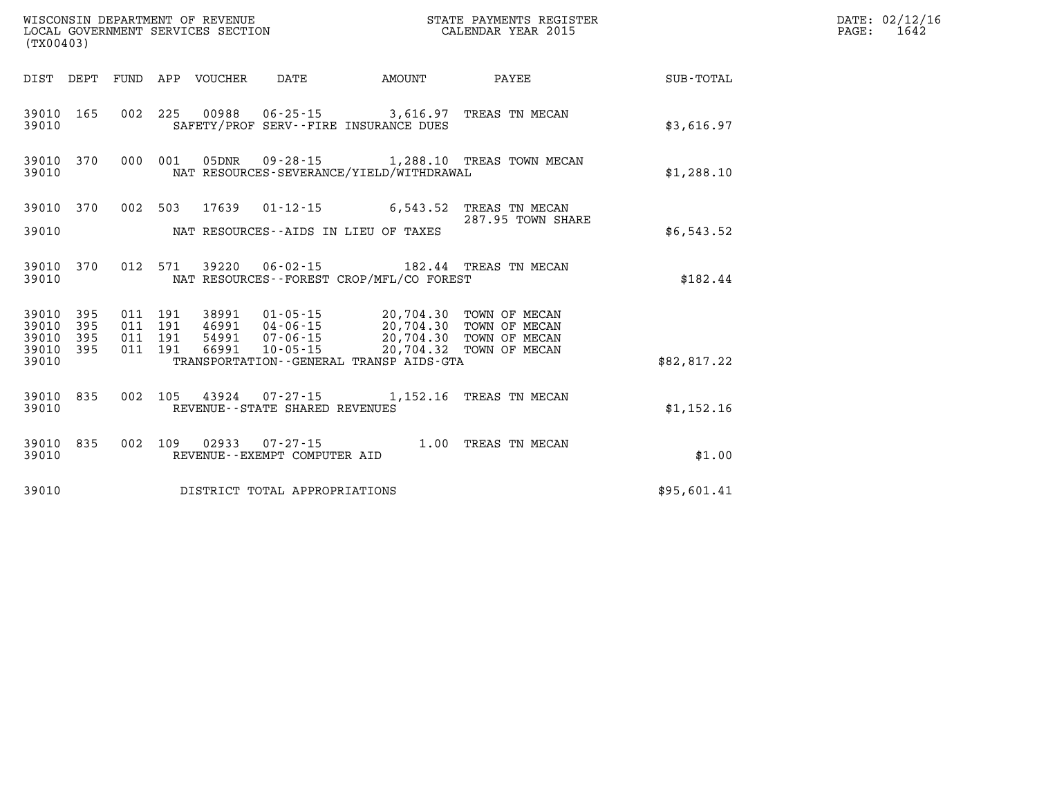WISCONSIN DEPARTMENT OF REVENUE
LOCAL GOVERNMENT SERVICES SECTION
(TX00403)

STATE PAYMENTS REGISTER
CALENDAR YEAR 2015

DATE: 02/12/16
PAGE: 1642

| DIST | DEPT | FUND | APP | VOUCHER | DATE | AMOUNT | PAYEE | SUB-TOTAL |
|---|---|---|---|---|---|---|---|---|
| 39010 | 165 | 002 | 225 | 00988 | 06-25-15 | 3,616.97 | TREAS TN MECAN | |
| 39010 | | | | SAFETY/PROF SERV--FIRE INSURANCE DUES | | | | $3,616.97 |
| 39010 | 370 | 000 | 001 | 05DNR | 09-28-15 | 1,288.10 | TREAS TOWN MECAN | |
| 39010 | | | | NAT RESOURCES-SEVERANCE/YIELD/WITHDRAWAL | | | | $1,288.10 |
| 39010 | 370 | 002 | 503 | 17639 | 01-12-15 | 6,543.52 | TREAS TN MECAN<br>287.95 TOWN SHARE | |
| 39010 | | | | NAT RESOURCES--AIDS IN LIEU OF TAXES | | | | $6,543.52 |
| 39010 | 370 | 012 | 571 | 39220 | 06-02-15 | 182.44 | TREAS TN MECAN | |
| 39010 | | | | NAT RESOURCES--FOREST CROP/MFL/CO FOREST | | | | $182.44 |
| 39010 | 395 | 011 | 191 | 38991 | 01-05-15 | 20,704.30 | TOWN OF MECAN | |
| 39010 | 395 | 011 | 191 | 46991 | 04-06-15 | 20,704.30 | TOWN OF MECAN | |
| 39010 | 395 | 011 | 191 | 54991 | 07-06-15 | 20,704.30 | TOWN OF MECAN | |
| 39010 | 395 | 011 | 191 | 66991 | 10-05-15 | 20,704.32 | TOWN OF MECAN | |
| 39010 | | | | TRANSPORTATION--GENERAL TRANSP AIDS-GTA | | | | $82,817.22 |
| 39010 | 835 | 002 | 105 | 43924 | 07-27-15 | 1,152.16 | TREAS TN MECAN | |
| 39010 | | | | REVENUE--STATE SHARED REVENUES | | | | $1,152.16 |
| 39010 | 835 | 002 | 109 | 02933 | 07-27-15 | 1.00 | TREAS TN MECAN | |
| 39010 | | | | REVENUE--EXEMPT COMPUTER AID | | | | $1.00 |
| 39010 | | | | DISTRICT TOTAL APPROPRIATIONS | | | | $95,601.41 |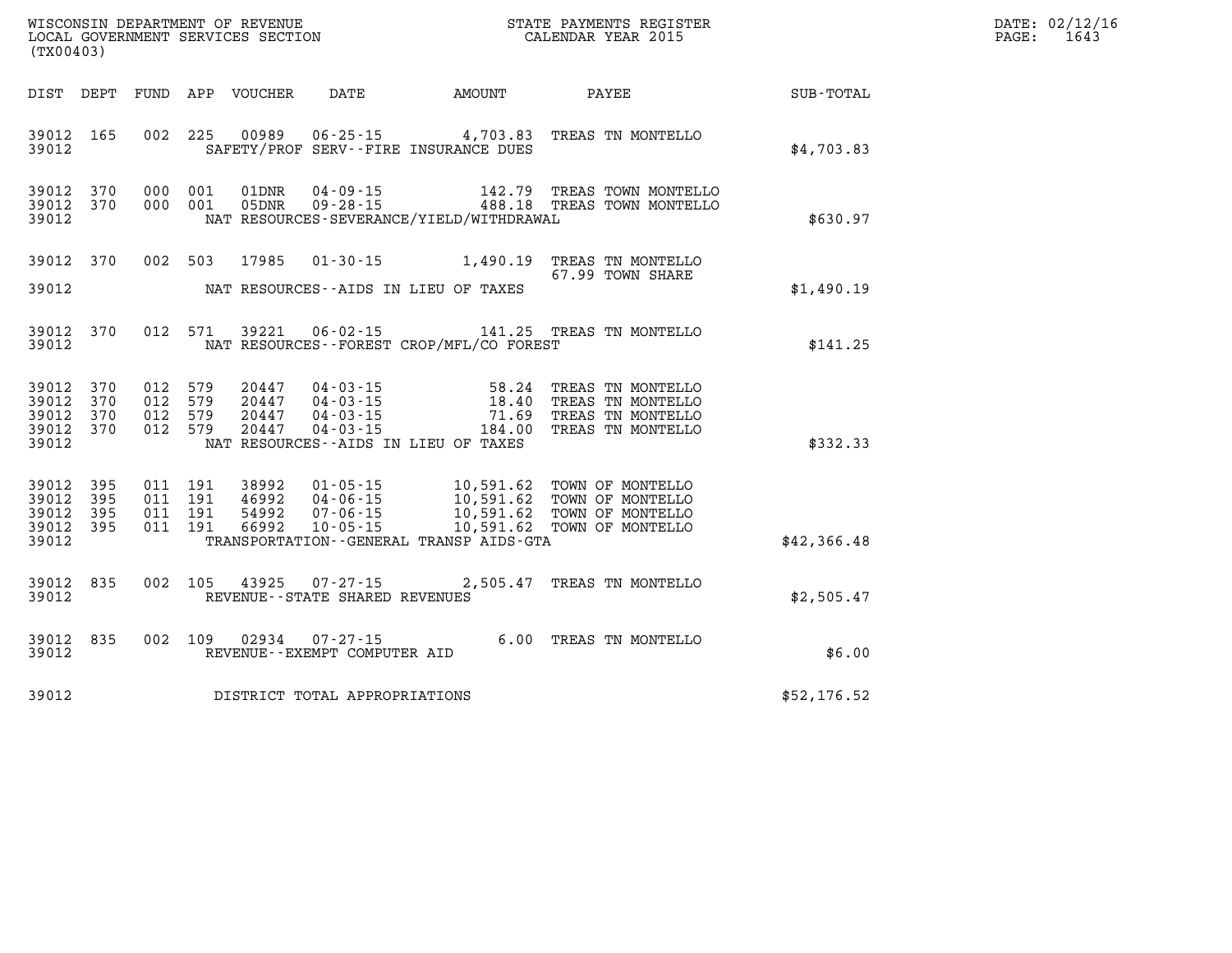WISCONSIN DEPARTMENT OF REVENUE
LOCAL GOVERNMENT SERVICES SECTION
(TX00403)

STATE PAYMENTS REGISTER
CALENDAR YEAR 2015

DATE: 02/12/16
PAGE: 1643

| DIST | DEPT | FUND | APP | VOUCHER | DATE | AMOUNT | PAYEE | SUB-TOTAL |
|---|---|---|---|---|---|---|---|---|
| 39012 | 165 | 002 | 225 | 00989 | 06-25-15 | 4,703.83 | TREAS TN MONTELLO | |
| 39012 | | | | SAFETY/PROF SERV--FIRE INSURANCE DUES | | | | $4,703.83 |
| 39012 | 370 | 000 | 001 | 01DNR | 04-09-15 | 142.79 | TREAS TOWN MONTELLO | |
| 39012 | 370 | 000 | 001 | 05DNR | 09-28-15 | 488.18 | TREAS TOWN MONTELLO | |
| 39012 | | | | NAT RESOURCES-SEVERANCE/YIELD/WITHDRAWAL | | | | $630.97 |
| 39012 | 370 | 002 | 503 | 17985 | 01-30-15 | 1,490.19 | TREAS TN MONTELLO | |
| | | | | | | | 67.99 TOWN SHARE | |
| 39012 | | | | NAT RESOURCES--AIDS IN LIEU OF TAXES | | | | $1,490.19 |
| 39012 | 370 | 012 | 571 | 39221 | 06-02-15 | 141.25 | TREAS TN MONTELLO | |
| 39012 | | | | NAT RESOURCES--FOREST CROP/MFL/CO FOREST | | | | $141.25 |
| 39012 | 370 | 012 | 579 | 20447 | 04-03-15 | 58.24 | TREAS TN MONTELLO | |
| 39012 | 370 | 012 | 579 | 20447 | 04-03-15 | 18.40 | TREAS TN MONTELLO | |
| 39012 | 370 | 012 | 579 | 20447 | 04-03-15 | 71.69 | TREAS TN MONTELLO | |
| 39012 | 370 | 012 | 579 | 20447 | 04-03-15 | 184.00 | TREAS TN MONTELLO | |
| 39012 | | | | NAT RESOURCES--AIDS IN LIEU OF TAXES | | | | $332.33 |
| 39012 | 395 | 011 | 191 | 38992 | 01-05-15 | 10,591.62 | TOWN OF MONTELLO | |
| 39012 | 395 | 011 | 191 | 46992 | 04-06-15 | 10,591.62 | TOWN OF MONTELLO | |
| 39012 | 395 | 011 | 191 | 54992 | 07-06-15 | 10,591.62 | TOWN OF MONTELLO | |
| 39012 | 395 | 011 | 191 | 66992 | 10-05-15 | 10,591.62 | TOWN OF MONTELLO | |
| 39012 | | | | TRANSPORTATION--GENERAL TRANSP AIDS-GTA | | | | $42,366.48 |
| 39012 | 835 | 002 | 105 | 43925 | 07-27-15 | 2,505.47 | TREAS TN MONTELLO | |
| 39012 | | | | REVENUE--STATE SHARED REVENUES | | | | $2,505.47 |
| 39012 | 835 | 002 | 109 | 02934 | 07-27-15 | 6.00 | TREAS TN MONTELLO | |
| 39012 | | | | REVENUE--EXEMPT COMPUTER AID | | | | $6.00 |
| 39012 | | | | DISTRICT TOTAL APPROPRIATIONS | | | | $52,176.52 |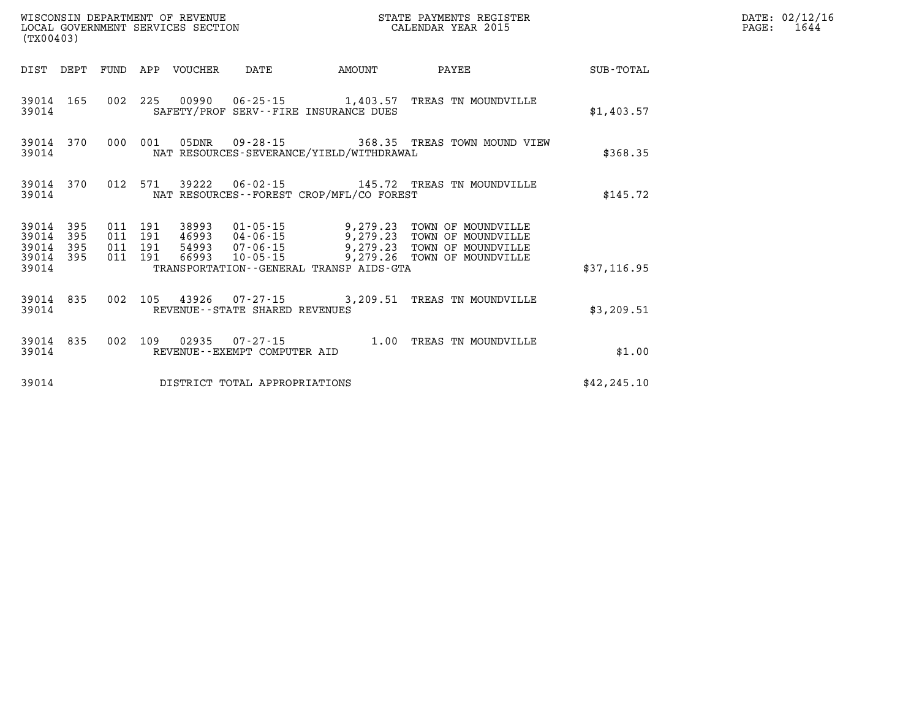WISCONSIN DEPARTMENT OF REVENUE
LOCAL GOVERNMENT SERVICES SECTION
(TX00403)

STATE PAYMENTS REGISTER
CALENDAR YEAR 2015

DATE: 02/12/16
PAGE: 1644

| DIST | DEPT | FUND | APP | VOUCHER | DATE | AMOUNT | PAYEE | SUB-TOTAL |
|---|---|---|---|---|---|---|---|---|
| 39014 | 165 | 002 | 225 | 00990 | 06-25-15 | 1,403.57 | TREAS TN MOUNDVILLE | |
| 39014 | | | | SAFETY/PROF SERV--FIRE INSURANCE DUES | | | | $1,403.57 |
| 39014 | 370 | 000 | 001 | 05DNR | 09-28-15 | 368.35 | TREAS TOWN MOUND VIEW | |
| 39014 | | | | NAT RESOURCES-SEVERANCE/YIELD/WITHDRAWAL | | | | $368.35 |
| 39014 | 370 | 012 | 571 | 39222 | 06-02-15 | 145.72 | TREAS TN MOUNDVILLE | |
| 39014 | | | | NAT RESOURCES--FOREST CROP/MFL/CO FOREST | | | | $145.72 |
| 39014 | 395 | 011 | 191 | 38993 | 01-05-15 | 9,279.23 | TOWN OF MOUNDVILLE | |
| 39014 | 395 | 011 | 191 | 46993 | 04-06-15 | 9,279.23 | TOWN OF MOUNDVILLE | |
| 39014 | 395 | 011 | 191 | 54993 | 07-06-15 | 9,279.23 | TOWN OF MOUNDVILLE | |
| 39014 | 395 | 011 | 191 | 66993 | 10-05-15 | 9,279.26 | TOWN OF MOUNDVILLE | |
| 39014 | | | | TRANSPORTATION--GENERAL TRANSP AIDS-GTA | | | | $37,116.95 |
| 39014 | 835 | 002 | 105 | 43926 | 07-27-15 | 3,209.51 | TREAS TN MOUNDVILLE | |
| 39014 | | | | REVENUE--STATE SHARED REVENUES | | | | $3,209.51 |
| 39014 | 835 | 002 | 109 | 02935 | 07-27-15 | 1.00 | TREAS TN MOUNDVILLE | |
| 39014 | | | | REVENUE--EXEMPT COMPUTER AID | | | | $1.00 |
| 39014 | | | | DISTRICT TOTAL APPROPRIATIONS | | | | $42,245.10 |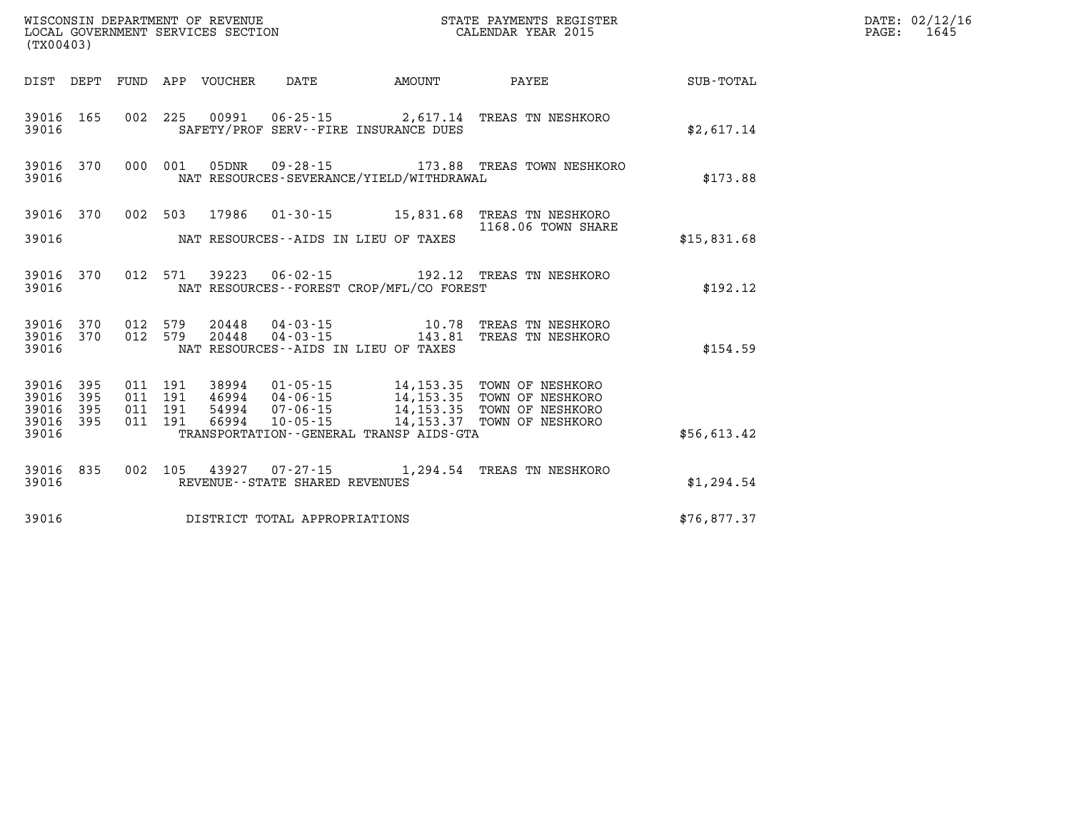WISCONSIN DEPARTMENT OF REVENUE
LOCAL GOVERNMENT SERVICES SECTION
(TX00403)

STATE PAYMENTS REGISTER
CALENDAR YEAR 2015

DATE: 02/12/16
PAGE: 1645

| DIST | DEPT | FUND | APP | VOUCHER | DATE | AMOUNT | PAYEE | SUB-TOTAL |
|---|---|---|---|---|---|---|---|---|
| 39016 | 165 | 002 | 225 | 00991 | 06-25-15 | 2,617.14 | TREAS TN NESHKORO | |
| 39016 | | | | | SAFETY/PROF SERV--FIRE INSURANCE DUES | | | $2,617.14 |
| 39016 | 370 | 000 | 001 | 05DNR | 09-28-15 | 173.88 | TREAS TOWN NESHKORO | |
| 39016 | | | | | NAT RESOURCES-SEVERANCE/YIELD/WITHDRAWAL | | | $173.88 |
| 39016 | 370 | 002 | 503 | 17986 | 01-30-15 | 15,831.68 | TREAS TN NESHKORO 1168.06 TOWN SHARE | |
| 39016 | | | | | NAT RESOURCES--AIDS IN LIEU OF TAXES | | | $15,831.68 |
| 39016 | 370 | 012 | 571 | 39223 | 06-02-15 | 192.12 | TREAS TN NESHKORO | |
| 39016 | | | | | NAT RESOURCES--FOREST CROP/MFL/CO FOREST | | | $192.12 |
| 39016 | 370 | 012 | 579 | 20448 | 04-03-15 | 10.78 | TREAS TN NESHKORO | |
| 39016 | 370 | 012 | 579 | 20448 | 04-03-15 | 143.81 | TREAS TN NESHKORO | |
| 39016 | | | | | NAT RESOURCES--AIDS IN LIEU OF TAXES | | | $154.59 |
| 39016 | 395 | 011 | 191 | 38994 | 01-05-15 | 14,153.35 | TOWN OF NESHKORO | |
| 39016 | 395 | 011 | 191 | 46994 | 04-06-15 | 14,153.35 | TOWN OF NESHKORO | |
| 39016 | 395 | 011 | 191 | 54994 | 07-06-15 | 14,153.35 | TOWN OF NESHKORO | |
| 39016 | 395 | 011 | 191 | 66994 | 10-05-15 | 14,153.37 | TOWN OF NESHKORO | |
| 39016 | | | | | TRANSPORTATION--GENERAL TRANSP AIDS-GTA | | | $56,613.42 |
| 39016 | 835 | 002 | 105 | 43927 | 07-27-15 | 1,294.54 | TREAS TN NESHKORO | |
| 39016 | | | | | REVENUE--STATE SHARED REVENUES | | | $1,294.54 |
| 39016 | | | | | DISTRICT TOTAL APPROPRIATIONS | | | $76,877.37 |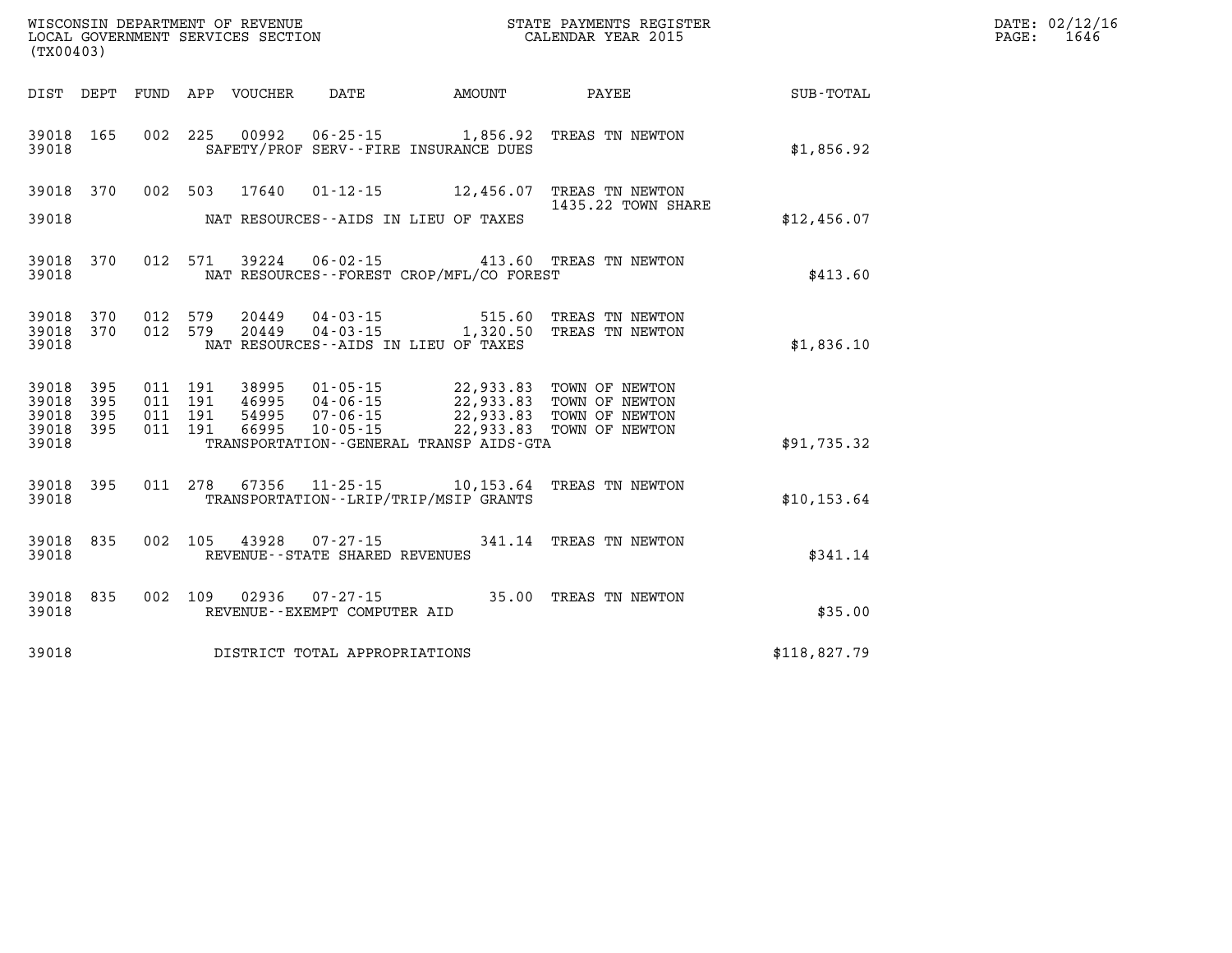WISCONSIN DEPARTMENT OF REVENUE
LOCAL GOVERNMENT SERVICES SECTION
(TX00403)

STATE PAYMENTS REGISTER
CALENDAR YEAR 2015

DATE: 02/12/16
PAGE: 1646

| DIST | DEPT | FUND | APP | VOUCHER | DATE | AMOUNT | PAYEE | SUB-TOTAL |
|---|---|---|---|---|---|---|---|---|
| 39018 | 165 | 002 | 225 | 00992 | 06-25-15 | 1,856.92 | TREAS TN NEWTON | |
| 39018 | | | | SAFETY/PROF SERV--FIRE INSURANCE DUES | | | | $1,856.92 |
| 39018 | 370 | 002 | 503 | 17640 | 01-12-15 | 12,456.07 | TREAS TN NEWTON 1435.22 TOWN SHARE | |
| 39018 | | | | NAT RESOURCES--AIDS IN LIEU OF TAXES | | | | $12,456.07 |
| 39018 | 370 | 012 | 571 | 39224 | 06-02-15 | 413.60 | TREAS TN NEWTON | |
| 39018 | | | | NAT RESOURCES--FOREST CROP/MFL/CO FOREST | | | | $413.60 |
| 39018 | 370 | 012 | 579 | 20449 | 04-03-15 | 515.60 | TREAS TN NEWTON | |
| 39018 | 370 | 012 | 579 | 20449 | 04-03-15 | 1,320.50 | TREAS TN NEWTON | |
| 39018 | | | | NAT RESOURCES--AIDS IN LIEU OF TAXES | | | | $1,836.10 |
| 39018 | 395 | 011 | 191 | 38995 | 01-05-15 | 22,933.83 | TOWN OF NEWTON | |
| 39018 | 395 | 011 | 191 | 46995 | 04-06-15 | 22,933.83 | TOWN OF NEWTON | |
| 39018 | 395 | 011 | 191 | 54995 | 07-06-15 | 22,933.83 | TOWN OF NEWTON | |
| 39018 | 395 | 011 | 191 | 66995 | 10-05-15 | 22,933.83 | TOWN OF NEWTON | |
| 39018 | | | | TRANSPORTATION--GENERAL TRANSP AIDS-GTA | | | | $91,735.32 |
| 39018 | 395 | 011 | 278 | 67356 | 11-25-15 | 10,153.64 | TREAS TN NEWTON | |
| 39018 | | | | TRANSPORTATION--LRIP/TRIP/MSIP GRANTS | | | | $10,153.64 |
| 39018 | 835 | 002 | 105 | 43928 | 07-27-15 | 341.14 | TREAS TN NEWTON | |
| 39018 | | | | REVENUE--STATE SHARED REVENUES | | | | $341.14 |
| 39018 | 835 | 002 | 109 | 02936 | 07-27-15 | 35.00 | TREAS TN NEWTON | |
| 39018 | | | | REVENUE--EXEMPT COMPUTER AID | | | | $35.00 |
| 39018 | | | | DISTRICT TOTAL APPROPRIATIONS | | | | $118,827.79 |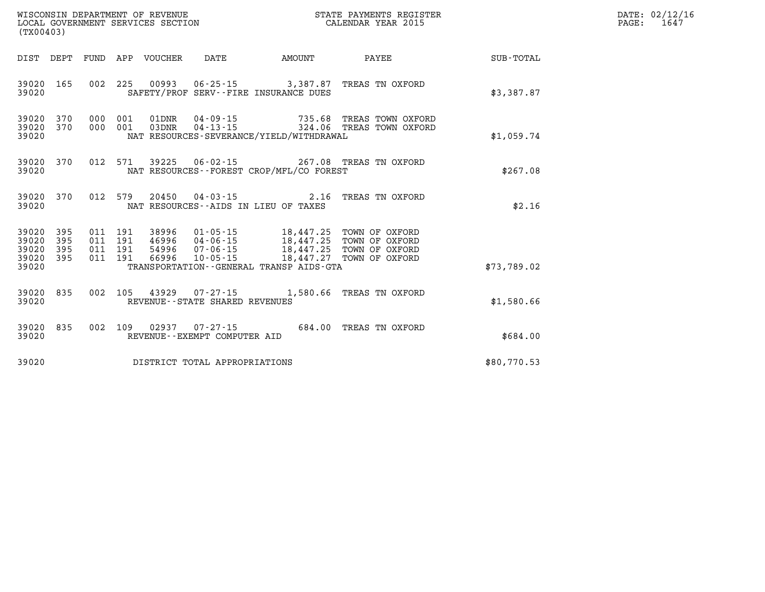WISCONSIN DEPARTMENT OF REVENUE
LOCAL GOVERNMENT SERVICES SECTION
(TX00403)

STATE PAYMENTS REGISTER
CALENDAR YEAR 2015

DATE: 02/12/16
PAGE: 1647

| DIST | DEPT | FUND | APP | VOUCHER | DATE | AMOUNT | PAYEE | SUB-TOTAL |
|---|---|---|---|---|---|---|---|---|
| 39020 | 165 | 002 | 225 | 00993 | 06-25-15 | 3,387.87 | TREAS TN OXFORD | |
| 39020 | | | | SAFETY/PROF SERV--FIRE INSURANCE DUES | | | | $3,387.87 |
| 39020 | 370 | 000 | 001 | 01DNR | 04-09-15 | 735.68 | TREAS TOWN OXFORD | |
| 39020 | 370 | 000 | 001 | 03DNR | 04-13-15 | 324.06 | TREAS TOWN OXFORD | |
| 39020 | | | | NAT RESOURCES-SEVERANCE/YIELD/WITHDRAWAL | | | | $1,059.74 |
| 39020 | 370 | 012 | 571 | 39225 | 06-02-15 | 267.08 | TREAS TN OXFORD | |
| 39020 | | | | NAT RESOURCES--FOREST CROP/MFL/CO FOREST | | | | $267.08 |
| 39020 | 370 | 012 | 579 | 20450 | 04-03-15 | 2.16 | TREAS TN OXFORD | |
| 39020 | | | | NAT RESOURCES--AIDS IN LIEU OF TAXES | | | | $2.16 |
| 39020 | 395 | 011 | 191 | 38996 | 01-05-15 | 18,447.25 | TOWN OF OXFORD | |
| 39020 | 395 | 011 | 191 | 46996 | 04-06-15 | 18,447.25 | TOWN OF OXFORD | |
| 39020 | 395 | 011 | 191 | 54996 | 07-06-15 | 18,447.25 | TOWN OF OXFORD | |
| 39020 | 395 | 011 | 191 | 66996 | 10-05-15 | 18,447.27 | TOWN OF OXFORD | |
| 39020 | | | | TRANSPORTATION--GENERAL TRANSP AIDS-GTA | | | | $73,789.02 |
| 39020 | 835 | 002 | 105 | 43929 | 07-27-15 | 1,580.66 | TREAS TN OXFORD | |
| 39020 | | | | REVENUE--STATE SHARED REVENUES | | | | $1,580.66 |
| 39020 | 835 | 002 | 109 | 02937 | 07-27-15 | 684.00 | TREAS TN OXFORD | |
| 39020 | | | | REVENUE--EXEMPT COMPUTER AID | | | | $684.00 |
| 39020 | | | | DISTRICT TOTAL APPROPRIATIONS | | | | $80,770.53 |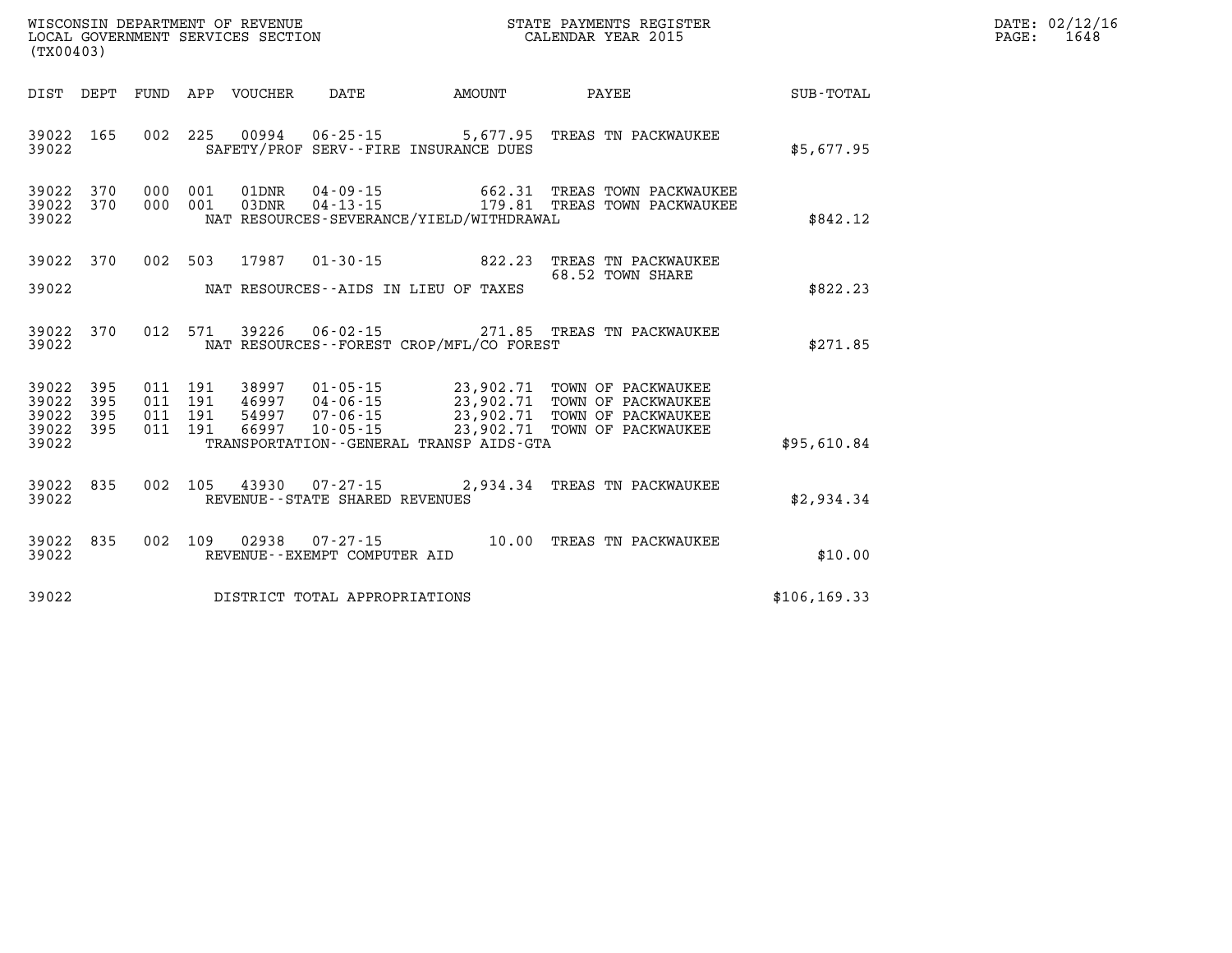WISCONSIN DEPARTMENT OF REVENUE
LOCAL GOVERNMENT SERVICES SECTION
(TX00403)

STATE PAYMENTS REGISTER
CALENDAR YEAR 2015

DATE: 02/12/16
PAGE: 1648

| DIST | DEPT | FUND | APP | VOUCHER | DATE | AMOUNT | PAYEE | SUB-TOTAL |
|---|---|---|---|---|---|---|---|---|
| 39022 | 165 | 002 | 225 | 00994 | 06-25-15 | 5,677.95 | TREAS TN PACKWAUKEE | |
| 39022 | | | | | SAFETY/PROF SERV--FIRE INSURANCE DUES | | | $5,677.95 |
| 39022 | 370 | 000 | 001 | 01DNR | 04-09-15 | 662.31 | TREAS TOWN PACKWAUKEE | |
| 39022 | 370 | 000 | 001 | 03DNR | 04-13-15 | 179.81 | TREAS TOWN PACKWAUKEE | |
| 39022 | | | | | NAT RESOURCES-SEVERANCE/YIELD/WITHDRAWAL | | | $842.12 |
| 39022 | 370 | 002 | 503 | 17987 | 01-30-15 | 822.23 | TREAS TN PACKWAUKEE | |
| | | | | | | | 68.52 TOWN SHARE | |
| 39022 | | | | | NAT RESOURCES--AIDS IN LIEU OF TAXES | | | $822.23 |
| 39022 | 370 | 012 | 571 | 39226 | 06-02-15 | 271.85 | TREAS TN PACKWAUKEE | |
| 39022 | | | | | NAT RESOURCES--FOREST CROP/MFL/CO FOREST | | | $271.85 |
| 39022 | 395 | 011 | 191 | 38997 | 01-05-15 | 23,902.71 | TOWN OF PACKWAUKEE | |
| 39022 | 395 | 011 | 191 | 46997 | 04-06-15 | 23,902.71 | TOWN OF PACKWAUKEE | |
| 39022 | 395 | 011 | 191 | 54997 | 07-06-15 | 23,902.71 | TOWN OF PACKWAUKEE | |
| 39022 | 395 | 011 | 191 | 66997 | 10-05-15 | 23,902.71 | TOWN OF PACKWAUKEE | |
| 39022 | | | | | TRANSPORTATION--GENERAL TRANSP AIDS-GTA | | | $95,610.84 |
| 39022 | 835 | 002 | 105 | 43930 | 07-27-15 | 2,934.34 | TREAS TN PACKWAUKEE | |
| 39022 | | | | | REVENUE--STATE SHARED REVENUES | | | $2,934.34 |
| 39022 | 835 | 002 | 109 | 02938 | 07-27-15 | 10.00 | TREAS TN PACKWAUKEE | |
| 39022 | | | | | REVENUE--EXEMPT COMPUTER AID | | | $10.00 |
| 39022 | | | | | DISTRICT TOTAL APPROPRIATIONS | | | $106,169.33 |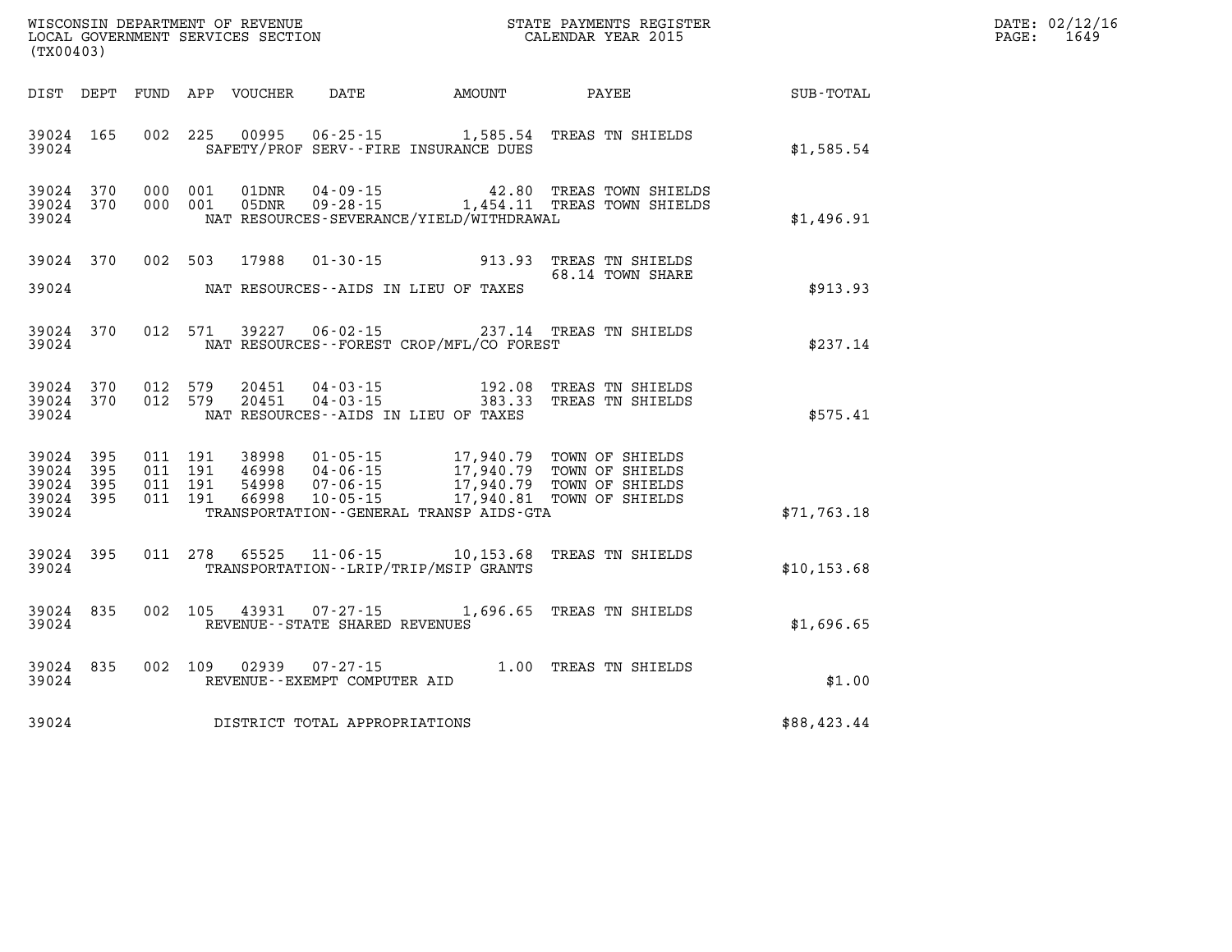WISCONSIN DEPARTMENT OF REVENUE
LOCAL GOVERNMENT SERVICES SECTION
(TX00403)

STATE PAYMENTS REGISTER
CALENDAR YEAR 2015

DATE: 02/12/16
PAGE: 1649

| DIST | DEPT | FUND | APP | VOUCHER | DATE | AMOUNT | PAYEE | SUB-TOTAL |
|---|---|---|---|---|---|---|---|---|
| 39024 | 165 | 002 | 225 | 00995 | 06-25-15 | 1,585.54 | TREAS TN SHIELDS | |
| 39024 | | | | | SAFETY/PROF SERV--FIRE INSURANCE DUES | | | $1,585.54 |
| 39024 | 370 | 000 | 001 | 01DNR | 04-09-15 | 42.80 | TREAS TOWN SHIELDS | |
| 39024 | 370 | 000 | 001 | 05DNR | 09-28-15 | 1,454.11 | TREAS TOWN SHIELDS | |
| 39024 | | | | | NAT RESOURCES-SEVERANCE/YIELD/WITHDRAWAL | | | $1,496.91 |
| 39024 | 370 | 002 | 503 | 17988 | 01-30-15 | 913.93 | TREAS TN SHIELDS | |
| | | | | | | 68.14 | TOWN SHARE | |
| 39024 | | | | | NAT RESOURCES--AIDS IN LIEU OF TAXES | | | $913.93 |
| 39024 | 370 | 012 | 571 | 39227 | 06-02-15 | 237.14 | TREAS TN SHIELDS | |
| 39024 | | | | | NAT RESOURCES--FOREST CROP/MFL/CO FOREST | | | $237.14 |
| 39024 | 370 | 012 | 579 | 20451 | 04-03-15 | 192.08 | TREAS TN SHIELDS | |
| 39024 | 370 | 012 | 579 | 20451 | 04-03-15 | 383.33 | TREAS TN SHIELDS | |
| 39024 | | | | | NAT RESOURCES--AIDS IN LIEU OF TAXES | | | $575.41 |
| 39024 | 395 | 011 | 191 | 38998 | 01-05-15 | 17,940.79 | TOWN OF SHIELDS | |
| 39024 | 395 | 011 | 191 | 46998 | 04-06-15 | 17,940.79 | TOWN OF SHIELDS | |
| 39024 | 395 | 011 | 191 | 54998 | 07-06-15 | 17,940.79 | TOWN OF SHIELDS | |
| 39024 | 395 | 011 | 191 | 66998 | 10-05-15 | 17,940.81 | TOWN OF SHIELDS | |
| 39024 | | | | | TRANSPORTATION--GENERAL TRANSP AIDS-GTA | | | $71,763.18 |
| 39024 | 395 | 011 | 278 | 65525 | 11-06-15 | 10,153.68 | TREAS TN SHIELDS | |
| 39024 | | | | | TRANSPORTATION--LRIP/TRIP/MSIP GRANTS | | | $10,153.68 |
| 39024 | 835 | 002 | 105 | 43931 | 07-27-15 | 1,696.65 | TREAS TN SHIELDS | |
| 39024 | | | | | REVENUE--STATE SHARED REVENUES | | | $1,696.65 |
| 39024 | 835 | 002 | 109 | 02939 | 07-27-15 | 1.00 | TREAS TN SHIELDS | |
| 39024 | | | | | REVENUE--EXEMPT COMPUTER AID | | | $1.00 |
| 39024 | | | | | DISTRICT TOTAL APPROPRIATIONS | | | $88,423.44 |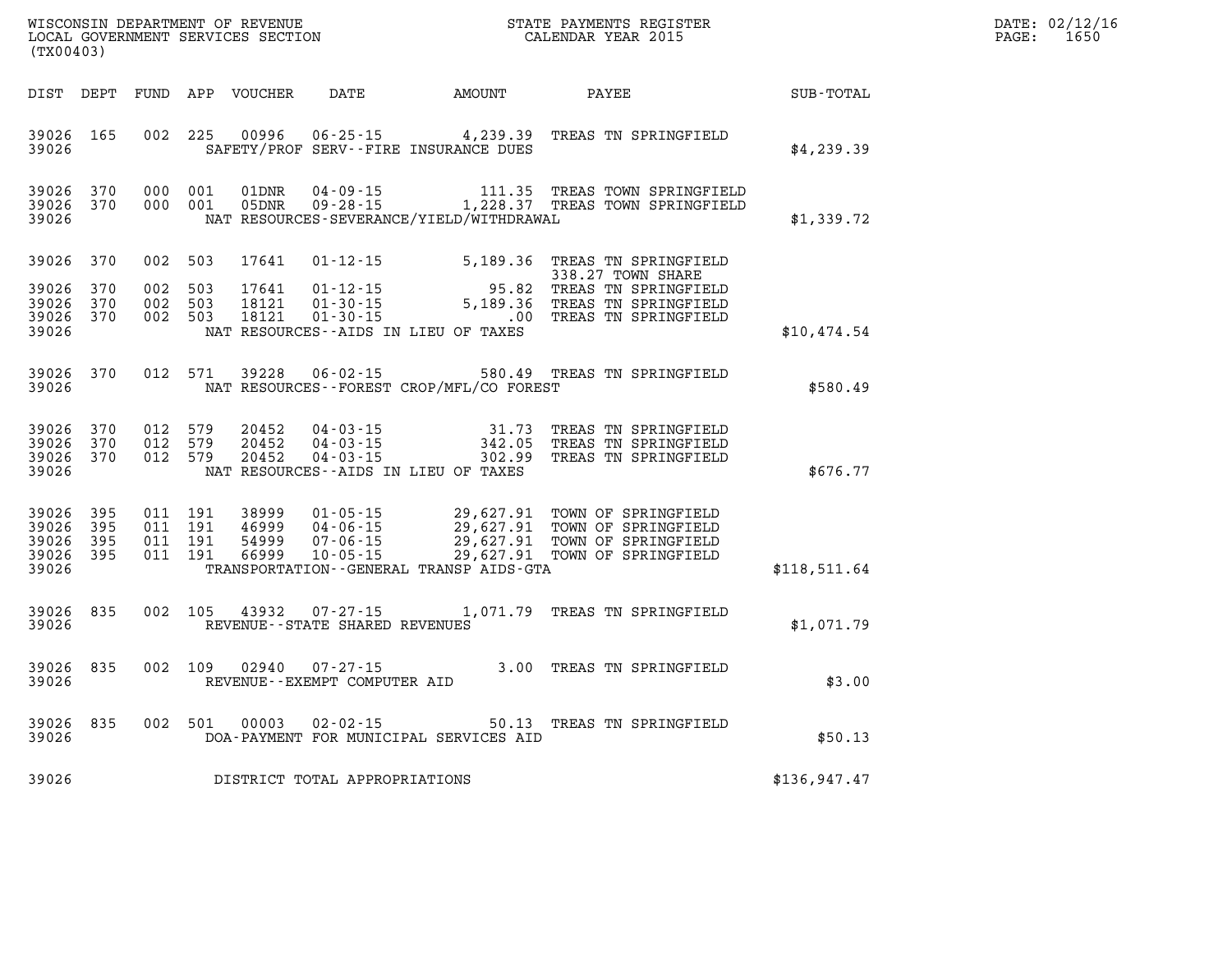WISCONSIN DEPARTMENT OF REVENUE
LOCAL GOVERNMENT SERVICES SECTION
(TX00403)

STATE PAYMENTS REGISTER
CALENDAR YEAR 2015

DATE: 02/12/16
PAGE: 1650

| DIST | DEPT | FUND | APP | VOUCHER | DATE | AMOUNT | PAYEE | SUB-TOTAL |
|---|---|---|---|---|---|---|---|---|
| 39026 | 165 | 002 | 225 | 00996 | 06-25-15 | 4,239.39 | TREAS TN SPRINGFIELD | |
| 39026 | | | | | SAFETY/PROF SERV--FIRE INSURANCE DUES | | | $4,239.39 |
| 39026 | 370 | 000 | 001 | 01DNR | 04-09-15 | 111.35 | TREAS TOWN SPRINGFIELD | |
| 39026 | 370 | 000 | 001 | 05DNR | 09-28-15 | 1,228.37 | TREAS TOWN SPRINGFIELD | |
| 39026 | | | | | NAT RESOURCES-SEVERANCE/YIELD/WITHDRAWAL | | | $1,339.72 |
| 39026 | 370 | 002 | 503 | 17641 | 01-12-15 | 5,189.36 | TREAS TN SPRINGFIELD 338.27 TOWN SHARE | |
| 39026 | 370 | 002 | 503 | 17641 | 01-12-15 | 95.82 | TREAS TN SPRINGFIELD | |
| 39026 | 370 | 002 | 503 | 18121 | 01-30-15 | 5,189.36 | TREAS TN SPRINGFIELD | |
| 39026 | 370 | 002 | 503 | 18121 | 01-30-15 | .00 | TREAS TN SPRINGFIELD | |
| 39026 | | | | | NAT RESOURCES--AIDS IN LIEU OF TAXES | | | $10,474.54 |
| 39026 | 370 | 012 | 571 | 39228 | 06-02-15 | 580.49 | TREAS TN SPRINGFIELD | |
| 39026 | | | | | NAT RESOURCES--FOREST CROP/MFL/CO FOREST | | | $580.49 |
| 39026 | 370 | 012 | 579 | 20452 | 04-03-15 | 31.73 | TREAS TN SPRINGFIELD | |
| 39026 | 370 | 012 | 579 | 20452 | 04-03-15 | 342.05 | TREAS TN SPRINGFIELD | |
| 39026 | 370 | 012 | 579 | 20452 | 04-03-15 | 302.99 | TREAS TN SPRINGFIELD | |
| 39026 | | | | | NAT RESOURCES--AIDS IN LIEU OF TAXES | | | $676.77 |
| 39026 | 395 | 011 | 191 | 38999 | 01-05-15 | 29,627.91 | TOWN OF SPRINGFIELD | |
| 39026 | 395 | 011 | 191 | 46999 | 04-06-15 | 29,627.91 | TOWN OF SPRINGFIELD | |
| 39026 | 395 | 011 | 191 | 54999 | 07-06-15 | 29,627.91 | TOWN OF SPRINGFIELD | |
| 39026 | 395 | 011 | 191 | 66999 | 10-05-15 | 29,627.91 | TOWN OF SPRINGFIELD | |
| 39026 | | | | | TRANSPORTATION--GENERAL TRANSP AIDS-GTA | | | $118,511.64 |
| 39026 | 835 | 002 | 105 | 43932 | 07-27-15 | 1,071.79 | TREAS TN SPRINGFIELD | |
| 39026 | | | | | REVENUE--STATE SHARED REVENUES | | | $1,071.79 |
| 39026 | 835 | 002 | 109 | 02940 | 07-27-15 | 3.00 | TREAS TN SPRINGFIELD | |
| 39026 | | | | | REVENUE--EXEMPT COMPUTER AID | | | $3.00 |
| 39026 | 835 | 002 | 501 | 00003 | 02-02-15 | 50.13 | TREAS TN SPRINGFIELD | |
| 39026 | | | | | DOA-PAYMENT FOR MUNICIPAL SERVICES AID | | | $50.13 |
| 39026 | | | | | DISTRICT TOTAL APPROPRIATIONS | | | $136,947.47 |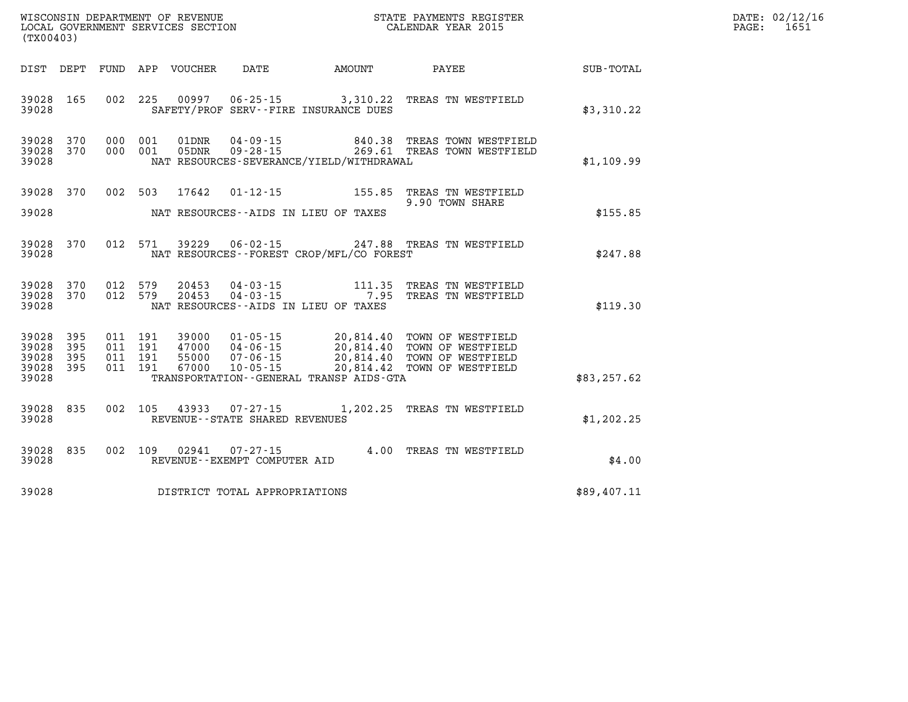WISCONSIN DEPARTMENT OF REVENUE
LOCAL GOVERNMENT SERVICES SECTION
(TX00403)

STATE PAYMENTS REGISTER
CALENDAR YEAR 2015

DATE: 02/12/16
PAGE: 1651

| DIST | DEPT | FUND | APP | VOUCHER | DATE | AMOUNT | PAYEE | SUB-TOTAL |
|---|---|---|---|---|---|---|---|---|
| 39028 | 165 | 002 | 225 | 00997 | 06-25-15 | 3,310.22 | TREAS TN WESTFIELD | |
| 39028 | | | | SAFETY/PROF SERV--FIRE INSURANCE DUES | | | | $3,310.22 |
| 39028 | 370 | 000 | 001 | 01DNR | 04-09-15 | 840.38 | TREAS TOWN WESTFIELD | |
| 39028 | 370 | 000 | 001 | 05DNR | 09-28-15 | 269.61 | TREAS TOWN WESTFIELD | |
| 39028 | | | | NAT RESOURCES-SEVERANCE/YIELD/WITHDRAWAL | | | | $1,109.99 |
| 39028 | 370 | 002 | 503 | 17642 | 01-12-15 | 155.85 | TREAS TN WESTFIELD 9.90 TOWN SHARE | |
| 39028 | | | | NAT RESOURCES--AIDS IN LIEU OF TAXES | | | | $155.85 |
| 39028 | 370 | 012 | 571 | 39229 | 06-02-15 | 247.88 | TREAS TN WESTFIELD | |
| 39028 | | | | NAT RESOURCES--FOREST CROP/MFL/CO FOREST | | | | $247.88 |
| 39028 | 370 | 012 | 579 | 20453 | 04-03-15 | 111.35 | TREAS TN WESTFIELD | |
| 39028 | 370 | 012 | 579 | 20453 | 04-03-15 | 7.95 | TREAS TN WESTFIELD | |
| 39028 | | | | NAT RESOURCES--AIDS IN LIEU OF TAXES | | | | $119.30 |
| 39028 | 395 | 011 | 191 | 39000 | 01-05-15 | 20,814.40 | TOWN OF WESTFIELD | |
| 39028 | 395 | 011 | 191 | 47000 | 04-06-15 | 20,814.40 | TOWN OF WESTFIELD | |
| 39028 | 395 | 011 | 191 | 55000 | 07-06-15 | 20,814.40 | TOWN OF WESTFIELD | |
| 39028 | 395 | 011 | 191 | 67000 | 10-05-15 | 20,814.42 | TOWN OF WESTFIELD | |
| 39028 | | | | TRANSPORTATION--GENERAL TRANSP AIDS-GTA | | | | $83,257.62 |
| 39028 | 835 | 002 | 105 | 43933 | 07-27-15 | 1,202.25 | TREAS TN WESTFIELD | |
| 39028 | | | | REVENUE--STATE SHARED REVENUES | | | | $1,202.25 |
| 39028 | 835 | 002 | 109 | 02941 | 07-27-15 | 4.00 | TREAS TN WESTFIELD | |
| 39028 | | | | REVENUE--EXEMPT COMPUTER AID | | | | $4.00 |
| 39028 | | | | DISTRICT TOTAL APPROPRIATIONS | | | | $89,407.11 |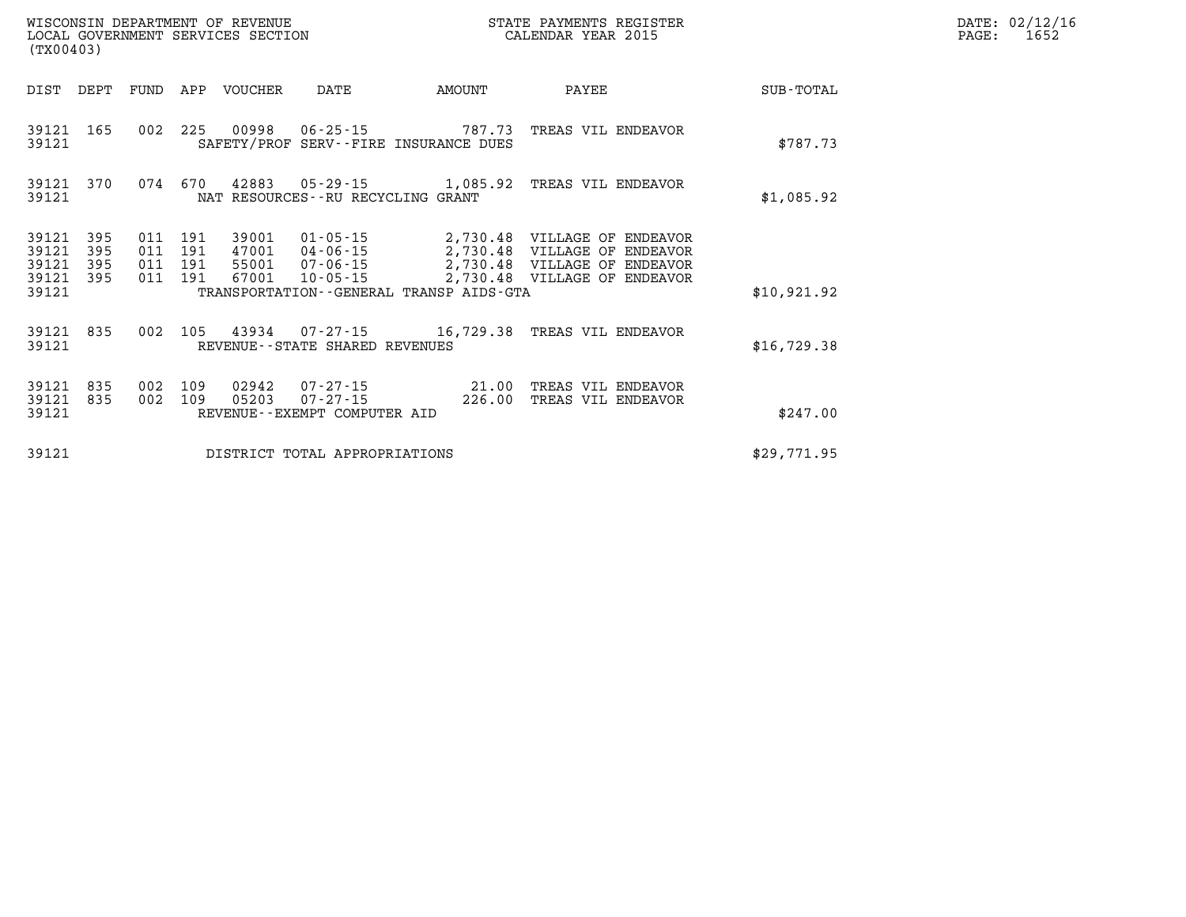WISCONSIN DEPARTMENT OF REVENUE
LOCAL GOVERNMENT SERVICES SECTION
(TX00403)

STATE PAYMENTS REGISTER
CALENDAR YEAR 2015

DATE: 02/12/16
PAGE: 1652

| DIST | DEPT | FUND | APP | VOUCHER | DATE | AMOUNT | PAYEE | SUB-TOTAL |
|---|---|---|---|---|---|---|---|---|
| 39121 | 165 | 002 | 225 | 00998 | 06-25-15 | 787.73 | TREAS VIL ENDEAVOR | |
| 39121 | | | | SAFETY/PROF SERV--FIRE INSURANCE DUES | | | | $787.73 |
| 39121 | 370 | 074 | 670 | 42883 | 05-29-15 | 1,085.92 | TREAS VIL ENDEAVOR | |
| 39121 | | | | NAT RESOURCES--RU RECYCLING GRANT | | | | $1,085.92 |
| 39121 | 395 | 011 | 191 | 39001 | 01-05-15 | 2,730.48 | VILLAGE OF ENDEAVOR | |
| 39121 | 395 | 011 | 191 | 47001 | 04-06-15 | 2,730.48 | VILLAGE OF ENDEAVOR | |
| 39121 | 395 | 011 | 191 | 55001 | 07-06-15 | 2,730.48 | VILLAGE OF ENDEAVOR | |
| 39121 | 395 | 011 | 191 | 67001 | 10-05-15 | 2,730.48 | VILLAGE OF ENDEAVOR | |
| 39121 | | | | TRANSPORTATION--GENERAL TRANSP AIDS-GTA | | | | $10,921.92 |
| 39121 | 835 | 002 | 105 | 43934 | 07-27-15 | 16,729.38 | TREAS VIL ENDEAVOR | |
| 39121 | | | | REVENUE--STATE SHARED REVENUES | | | | $16,729.38 |
| 39121 | 835 | 002 | 109 | 02942 | 07-27-15 | 21.00 | TREAS VIL ENDEAVOR | |
| 39121 | 835 | 002 | 109 | 05203 | 07-27-15 | 226.00 | TREAS VIL ENDEAVOR | |
| 39121 | | | | REVENUE--EXEMPT COMPUTER AID | | | | $247.00 |
| 39121 | | | | DISTRICT TOTAL APPROPRIATIONS | | | | $29,771.95 |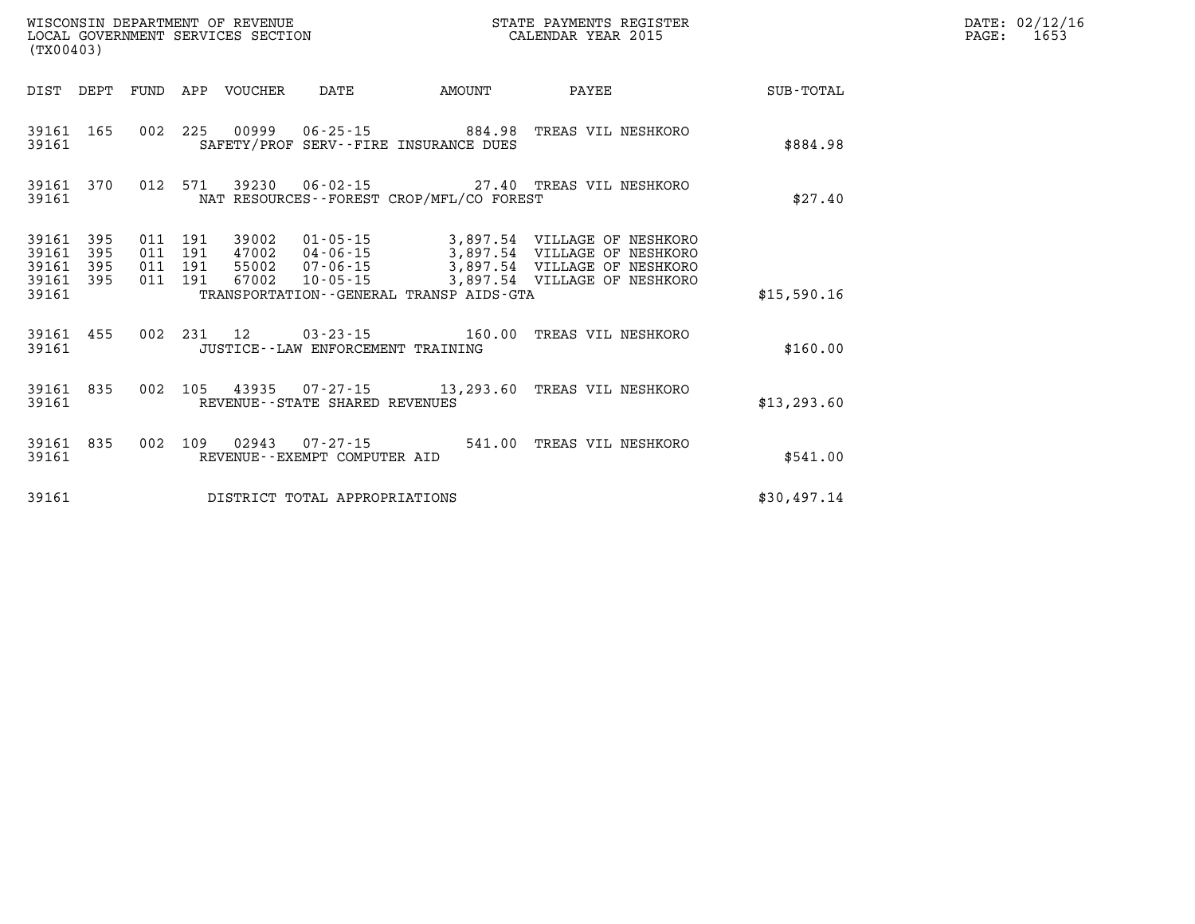WISCONSIN DEPARTMENT OF REVENUE
LOCAL GOVERNMENT SERVICES SECTION
(TX00403)

STATE PAYMENTS REGISTER
CALENDAR YEAR 2015

DATE: 02/12/16
PAGE: 1653

| DIST | DEPT | FUND | APP | VOUCHER | DATE | AMOUNT | PAYEE | SUB-TOTAL |
|---|---|---|---|---|---|---|---|---|
| 39161 | 165 | 002 | 225 | 00999 | 06-25-15 | 884.98 | TREAS VIL NESHKORO | |
| 39161 | | | | SAFETY/PROF SERV--FIRE INSURANCE DUES | | | | $884.98 |
| 39161 | 370 | 012 | 571 | 39230 | 06-02-15 | 27.40 | TREAS VIL NESHKORO | |
| 39161 | | | | NAT RESOURCES--FOREST CROP/MFL/CO FOREST | | | | $27.40 |
| 39161 | 395 | 011 | 191 | 39002 | 01-05-15 | 3,897.54 | VILLAGE OF NESHKORO | |
| 39161 | 395 | 011 | 191 | 47002 | 04-06-15 | 3,897.54 | VILLAGE OF NESHKORO | |
| 39161 | 395 | 011 | 191 | 55002 | 07-06-15 | 3,897.54 | VILLAGE OF NESHKORO | |
| 39161 | 395 | 011 | 191 | 67002 | 10-05-15 | 3,897.54 | VILLAGE OF NESHKORO | |
| 39161 | | | | TRANSPORTATION--GENERAL TRANSP AIDS-GTA | | | | $15,590.16 |
| 39161 | 455 | 002 | 231 | 12 | 03-23-15 | 160.00 | TREAS VIL NESHKORO | |
| 39161 | | | | JUSTICE--LAW ENFORCEMENT TRAINING | | | | $160.00 |
| 39161 | 835 | 002 | 105 | 43935 | 07-27-15 | 13,293.60 | TREAS VIL NESHKORO | |
| 39161 | | | | REVENUE--STATE SHARED REVENUES | | | | $13,293.60 |
| 39161 | 835 | 002 | 109 | 02943 | 07-27-15 | 541.00 | TREAS VIL NESHKORO | |
| 39161 | | | | REVENUE--EXEMPT COMPUTER AID | | | | $541.00 |
| 39161 | | | | DISTRICT TOTAL APPROPRIATIONS | | | | $30,497.14 |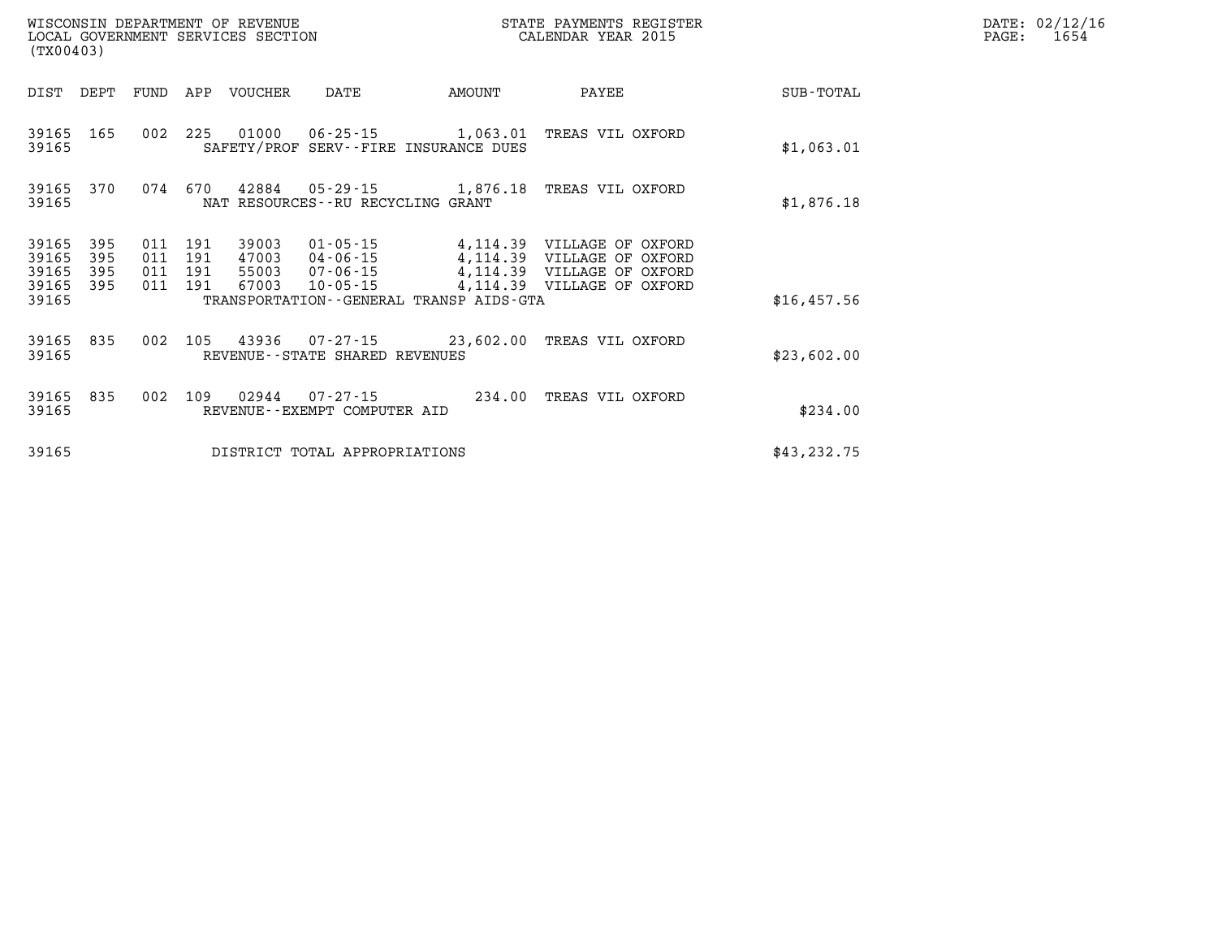WISCONSIN DEPARTMENT OF REVENUE
LOCAL GOVERNMENT SERVICES SECTION
(TX00403)

STATE PAYMENTS REGISTER
CALENDAR YEAR 2015

DATE: 02/12/16
PAGE: 1654

| DIST | DEPT | FUND | APP | VOUCHER | DATE | AMOUNT | PAYEE | SUB-TOTAL |
|---|---|---|---|---|---|---|---|---|
| 39165 | 165 | 002 | 225 | 01000 | 06-25-15 | 1,063.01 | TREAS VIL OXFORD | |
| 39165 | | | | SAFETY/PROF SERV--FIRE INSURANCE DUES | | | | $1,063.01 |
| 39165 | 370 | 074 | 670 | 42884 | 05-29-15 | 1,876.18 | TREAS VIL OXFORD | |
| 39165 | | | | NAT RESOURCES--RU RECYCLING GRANT | | | | $1,876.18 |
| 39165 | 395 | 011 | 191 | 39003 | 01-05-15 | 4,114.39 | VILLAGE OF OXFORD | |
| 39165 | 395 | 011 | 191 | 47003 | 04-06-15 | 4,114.39 | VILLAGE OF OXFORD | |
| 39165 | 395 | 011 | 191 | 55003 | 07-06-15 | 4,114.39 | VILLAGE OF OXFORD | |
| 39165 | 395 | 011 | 191 | 67003 | 10-05-15 | 4,114.39 | VILLAGE OF OXFORD | |
| 39165 | | | | TRANSPORTATION--GENERAL TRANSP AIDS-GTA | | | | $16,457.56 |
| 39165 | 835 | 002 | 105 | 43936 | 07-27-15 | 23,602.00 | TREAS VIL OXFORD | |
| 39165 | | | | REVENUE--STATE SHARED REVENUES | | | | $23,602.00 |
| 39165 | 835 | 002 | 109 | 02944 | 07-27-15 | 234.00 | TREAS VIL OXFORD | |
| 39165 | | | | REVENUE--EXEMPT COMPUTER AID | | | | $234.00 |
| 39165 | | | | DISTRICT TOTAL APPROPRIATIONS | | | | $43,232.75 |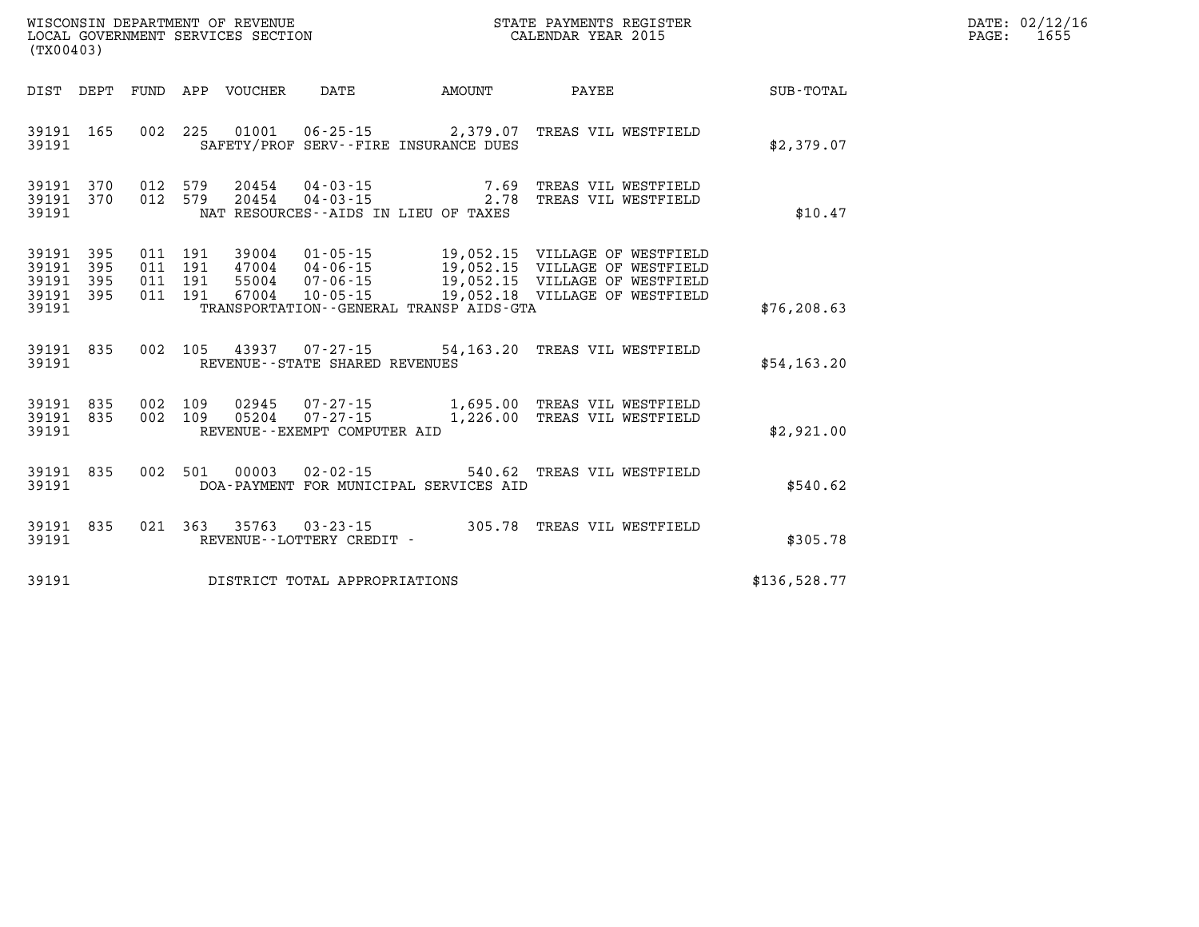WISCONSIN DEPARTMENT OF REVENUE
LOCAL GOVERNMENT SERVICES SECTION
(TX00403)

STATE PAYMENTS REGISTER
CALENDAR YEAR 2015

DATE: 02/12/16
PAGE: 1655

| DIST | DEPT | FUND | APP | VOUCHER | DATE | AMOUNT | PAYEE | SUB-TOTAL |
|---|---|---|---|---|---|---|---|---|
| 39191 | 165 | 002 | 225 | 01001 | 06-25-15 | 2,379.07 | TREAS VIL WESTFIELD | |
| 39191 | | | | SAFETY/PROF SERV--FIRE INSURANCE DUES | | | | $2,379.07 |
| 39191 | 370 | 012 | 579 | 20454 | 04-03-15 | 7.69 | TREAS VIL WESTFIELD | |
| 39191 | 370 | 012 | 579 | 20454 | 04-03-15 | 2.78 | TREAS VIL WESTFIELD | |
| 39191 | | | | NAT RESOURCES--AIDS IN LIEU OF TAXES | | | | $10.47 |
| 39191 | 395 | 011 | 191 | 39004 | 01-05-15 | 19,052.15 | VILLAGE OF WESTFIELD | |
| 39191 | 395 | 011 | 191 | 47004 | 04-06-15 | 19,052.15 | VILLAGE OF WESTFIELD | |
| 39191 | 395 | 011 | 191 | 55004 | 07-06-15 | 19,052.15 | VILLAGE OF WESTFIELD | |
| 39191 | 395 | 011 | 191 | 67004 | 10-05-15 | 19,052.18 | VILLAGE OF WESTFIELD | |
| 39191 | | | | TRANSPORTATION--GENERAL TRANSP AIDS-GTA | | | | $76,208.63 |
| 39191 | 835 | 002 | 105 | 43937 | 07-27-15 | 54,163.20 | TREAS VIL WESTFIELD | |
| 39191 | | | | REVENUE--STATE SHARED REVENUES | | | | $54,163.20 |
| 39191 | 835 | 002 | 109 | 02945 | 07-27-15 | 1,695.00 | TREAS VIL WESTFIELD | |
| 39191 | 835 | 002 | 109 | 05204 | 07-27-15 | 1,226.00 | TREAS VIL WESTFIELD | |
| 39191 | | | | REVENUE--EXEMPT COMPUTER AID | | | | $2,921.00 |
| 39191 | 835 | 002 | 501 | 00003 | 02-02-15 | 540.62 | TREAS VIL WESTFIELD | |
| 39191 | | | | DOA-PAYMENT FOR MUNICIPAL SERVICES AID | | | | $540.62 |
| 39191 | 835 | 021 | 363 | 35763 | 03-23-15 | 305.78 | TREAS VIL WESTFIELD | |
| 39191 | | | | REVENUE--LOTTERY CREDIT - | | | | $305.78 |
| 39191 | | | | DISTRICT TOTAL APPROPRIATIONS | | | | $136,528.77 |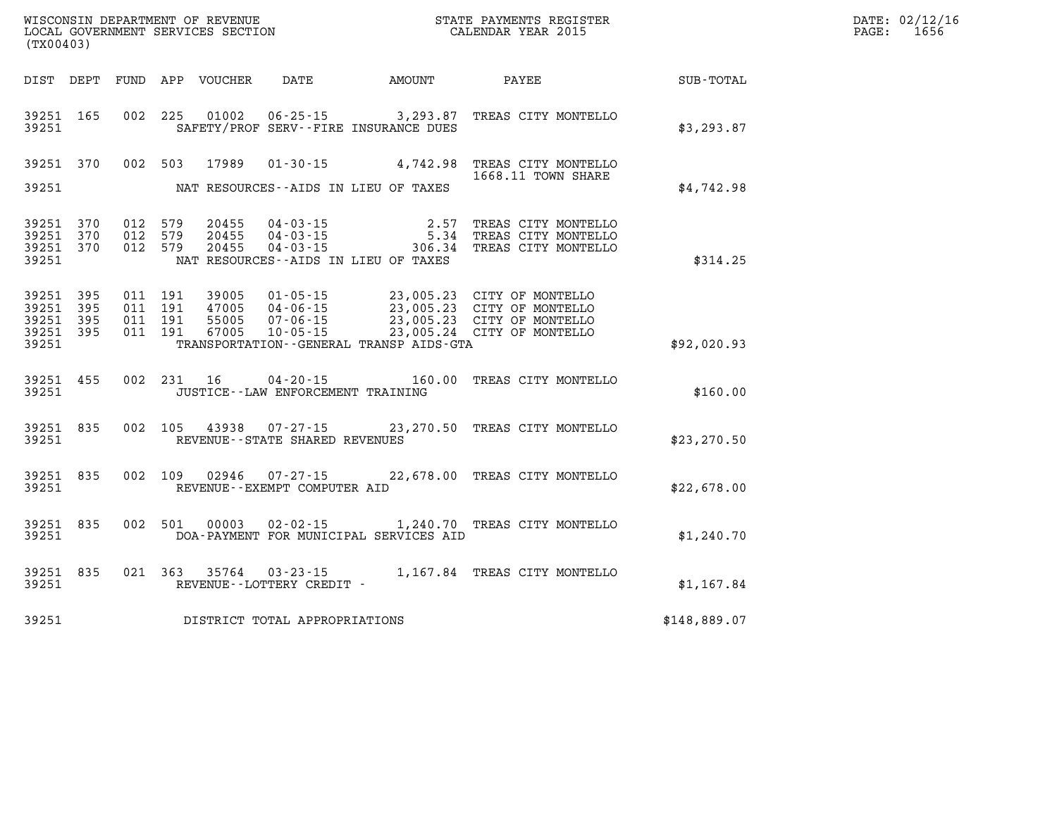WISCONSIN DEPARTMENT OF REVENUE
LOCAL GOVERNMENT SERVICES SECTION
(TX00403)

STATE PAYMENTS REGISTER
CALENDAR YEAR 2015

DATE: 02/12/16
PAGE: 1656

| DIST | DEPT | FUND | APP | VOUCHER | DATE | AMOUNT | PAYEE | SUB-TOTAL |
|---|---|---|---|---|---|---|---|---|
| 39251 | 165 | 002 | 225 | 01002 | 06-25-15 | 3,293.87 | TREAS CITY MONTELLO | |
| 39251 | | | | | SAFETY/PROF SERV--FIRE INSURANCE DUES | | | $3,293.87 |
| 39251 | 370 | 002 | 503 | 17989 | 01-30-15 | 4,742.98 | TREAS CITY MONTELLO 1668.11 TOWN SHARE | |
| 39251 | | | | | NAT RESOURCES--AIDS IN LIEU OF TAXES | | | $4,742.98 |
| 39251 | 370 | 012 | 579 | 20455 | 04-03-15 | 2.57 | TREAS CITY MONTELLO | |
| 39251 | 370 | 012 | 579 | 20455 | 04-03-15 | 5.34 | TREAS CITY MONTELLO | |
| 39251 | 370 | 012 | 579 | 20455 | 04-03-15 | 306.34 | TREAS CITY MONTELLO | |
| 39251 | | | | | NAT RESOURCES--AIDS IN LIEU OF TAXES | | | $314.25 |
| 39251 | 395 | 011 | 191 | 39005 | 01-05-15 | 23,005.23 | CITY OF MONTELLO | |
| 39251 | 395 | 011 | 191 | 47005 | 04-06-15 | 23,005.23 | CITY OF MONTELLO | |
| 39251 | 395 | 011 | 191 | 55005 | 07-06-15 | 23,005.23 | CITY OF MONTELLO | |
| 39251 | 395 | 011 | 191 | 67005 | 10-05-15 | 23,005.24 | CITY OF MONTELLO | |
| 39251 | | | | | TRANSPORTATION--GENERAL TRANSP AIDS-GTA | | | $92,020.93 |
| 39251 | 455 | 002 | 231 | 16 | 04-20-15 | 160.00 | TREAS CITY MONTELLO | |
| 39251 | | | | | JUSTICE--LAW ENFORCEMENT TRAINING | | | $160.00 |
| 39251 | 835 | 002 | 105 | 43938 | 07-27-15 | 23,270.50 | TREAS CITY MONTELLO | |
| 39251 | | | | | REVENUE--STATE SHARED REVENUES | | | $23,270.50 |
| 39251 | 835 | 002 | 109 | 02946 | 07-27-15 | 22,678.00 | TREAS CITY MONTELLO | |
| 39251 | | | | | REVENUE--EXEMPT COMPUTER AID | | | $22,678.00 |
| 39251 | 835 | 002 | 501 | 00003 | 02-02-15 | 1,240.70 | TREAS CITY MONTELLO | |
| 39251 | | | | | DOA-PAYMENT FOR MUNICIPAL SERVICES AID | | | $1,240.70 |
| 39251 | 835 | 021 | 363 | 35764 | 03-23-15 | 1,167.84 | TREAS CITY MONTELLO | |
| 39251 | | | | | REVENUE--LOTTERY CREDIT - | | | $1,167.84 |
| 39251 | | | | | DISTRICT TOTAL APPROPRIATIONS | | | $148,889.07 |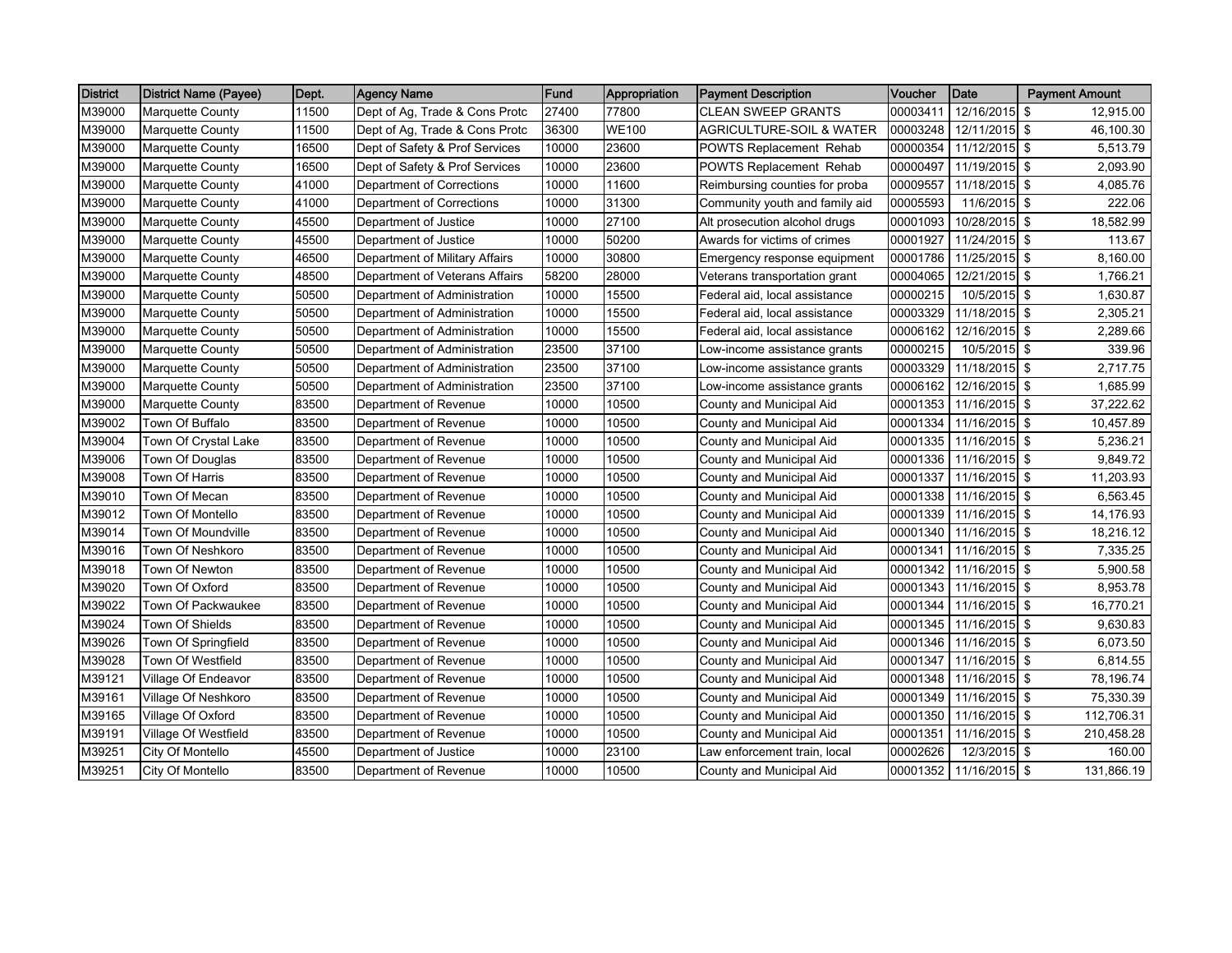| District | District Name (Payee) | Dept. | Agency Name | Fund | Appropriation | Payment Description | Voucher | Date | Payment Amount |
|---|---|---|---|---|---|---|---|---|---|
| M39000 | Marquette County | 11500 | Dept of Ag, Trade & Cons Protc | 27400 | 77800 | CLEAN SWEEP GRANTS | 00003411 | 12/16/2015 | $ 12,915.00 |
| M39000 | Marquette County | 11500 | Dept of Ag, Trade & Cons Protc | 36300 | WE100 | AGRICULTURE-SOIL & WATER | 00003248 | 12/11/2015 | $ 46,100.30 |
| M39000 | Marquette County | 16500 | Dept of Safety & Prof Services | 10000 | 23600 | POWTS Replacement Rehab | 00000354 | 11/12/2015 | $ 5,513.79 |
| M39000 | Marquette County | 16500 | Dept of Safety & Prof Services | 10000 | 23600 | POWTS Replacement Rehab | 00000497 | 11/19/2015 | $ 2,093.90 |
| M39000 | Marquette County | 41000 | Department of Corrections | 10000 | 11600 | Reimbursing counties for proba | 00009557 | 11/18/2015 | $ 4,085.76 |
| M39000 | Marquette County | 41000 | Department of Corrections | 10000 | 31300 | Community youth and family aid | 00005593 | 11/6/2015 | $ 222.06 |
| M39000 | Marquette County | 45500 | Department of Justice | 10000 | 27100 | Alt prosecution alcohol drugs | 00001093 | 10/28/2015 | $ 18,582.99 |
| M39000 | Marquette County | 45500 | Department of Justice | 10000 | 50200 | Awards for victims of crimes | 00001927 | 11/24/2015 | $ 113.67 |
| M39000 | Marquette County | 46500 | Department of Military Affairs | 10000 | 30800 | Emergency response equipment | 00001786 | 11/25/2015 | $ 8,160.00 |
| M39000 | Marquette County | 48500 | Department of Veterans Affairs | 58200 | 28000 | Veterans transportation grant | 00004065 | 12/21/2015 | $ 1,766.21 |
| M39000 | Marquette County | 50500 | Department of Administration | 10000 | 15500 | Federal aid, local assistance | 00000215 | 10/5/2015 | $ 1,630.87 |
| M39000 | Marquette County | 50500 | Department of Administration | 10000 | 15500 | Federal aid, local assistance | 00003329 | 11/18/2015 | $ 2,305.21 |
| M39000 | Marquette County | 50500 | Department of Administration | 10000 | 15500 | Federal aid, local assistance | 00006162 | 12/16/2015 | $ 2,289.66 |
| M39000 | Marquette County | 50500 | Department of Administration | 23500 | 37100 | Low-income assistance grants | 00000215 | 10/5/2015 | $ 339.96 |
| M39000 | Marquette County | 50500 | Department of Administration | 23500 | 37100 | Low-income assistance grants | 00003329 | 11/18/2015 | $ 2,717.75 |
| M39000 | Marquette County | 50500 | Department of Administration | 23500 | 37100 | Low-income assistance grants | 00006162 | 12/16/2015 | $ 1,685.99 |
| M39000 | Marquette County | 83500 | Department of Revenue | 10000 | 10500 | County and Municipal Aid | 00001353 | 11/16/2015 | $ 37,222.62 |
| M39002 | Town Of Buffalo | 83500 | Department of Revenue | 10000 | 10500 | County and Municipal Aid | 00001334 | 11/16/2015 | $ 10,457.89 |
| M39004 | Town Of Crystal Lake | 83500 | Department of Revenue | 10000 | 10500 | County and Municipal Aid | 00001335 | 11/16/2015 | $ 5,236.21 |
| M39006 | Town Of Douglas | 83500 | Department of Revenue | 10000 | 10500 | County and Municipal Aid | 00001336 | 11/16/2015 | $ 9,849.72 |
| M39008 | Town Of Harris | 83500 | Department of Revenue | 10000 | 10500 | County and Municipal Aid | 00001337 | 11/16/2015 | $ 11,203.93 |
| M39010 | Town Of Mecan | 83500 | Department of Revenue | 10000 | 10500 | County and Municipal Aid | 00001338 | 11/16/2015 | $ 6,563.45 |
| M39012 | Town Of Montello | 83500 | Department of Revenue | 10000 | 10500 | County and Municipal Aid | 00001339 | 11/16/2015 | $ 14,176.93 |
| M39014 | Town Of Moundville | 83500 | Department of Revenue | 10000 | 10500 | County and Municipal Aid | 00001340 | 11/16/2015 | $ 18,216.12 |
| M39016 | Town Of Neshkoro | 83500 | Department of Revenue | 10000 | 10500 | County and Municipal Aid | 00001341 | 11/16/2015 | $ 7,335.25 |
| M39018 | Town Of Newton | 83500 | Department of Revenue | 10000 | 10500 | County and Municipal Aid | 00001342 | 11/16/2015 | $ 5,900.58 |
| M39020 | Town Of Oxford | 83500 | Department of Revenue | 10000 | 10500 | County and Municipal Aid | 00001343 | 11/16/2015 | $ 8,953.78 |
| M39022 | Town Of Packwaukee | 83500 | Department of Revenue | 10000 | 10500 | County and Municipal Aid | 00001344 | 11/16/2015 | $ 16,770.21 |
| M39024 | Town Of Shields | 83500 | Department of Revenue | 10000 | 10500 | County and Municipal Aid | 00001345 | 11/16/2015 | $ 9,630.83 |
| M39026 | Town Of Springfield | 83500 | Department of Revenue | 10000 | 10500 | County and Municipal Aid | 00001346 | 11/16/2015 | $ 6,073.50 |
| M39028 | Town Of Westfield | 83500 | Department of Revenue | 10000 | 10500 | County and Municipal Aid | 00001347 | 11/16/2015 | $ 6,814.55 |
| M39121 | Village Of Endeavor | 83500 | Department of Revenue | 10000 | 10500 | County and Municipal Aid | 00001348 | 11/16/2015 | $ 78,196.74 |
| M39161 | Village Of Neshkoro | 83500 | Department of Revenue | 10000 | 10500 | County and Municipal Aid | 00001349 | 11/16/2015 | $ 75,330.39 |
| M39165 | Village Of Oxford | 83500 | Department of Revenue | 10000 | 10500 | County and Municipal Aid | 00001350 | 11/16/2015 | $ 112,706.31 |
| M39191 | Village Of Westfield | 83500 | Department of Revenue | 10000 | 10500 | County and Municipal Aid | 00001351 | 11/16/2015 | $ 210,458.28 |
| M39251 | City Of Montello | 45500 | Department of Justice | 10000 | 23100 | Law enforcement train, local | 00002626 | 12/3/2015 | $ 160.00 |
| M39251 | City Of Montello | 83500 | Department of Revenue | 10000 | 10500 | County and Municipal Aid | 00001352 | 11/16/2015 | $ 131,866.19 |